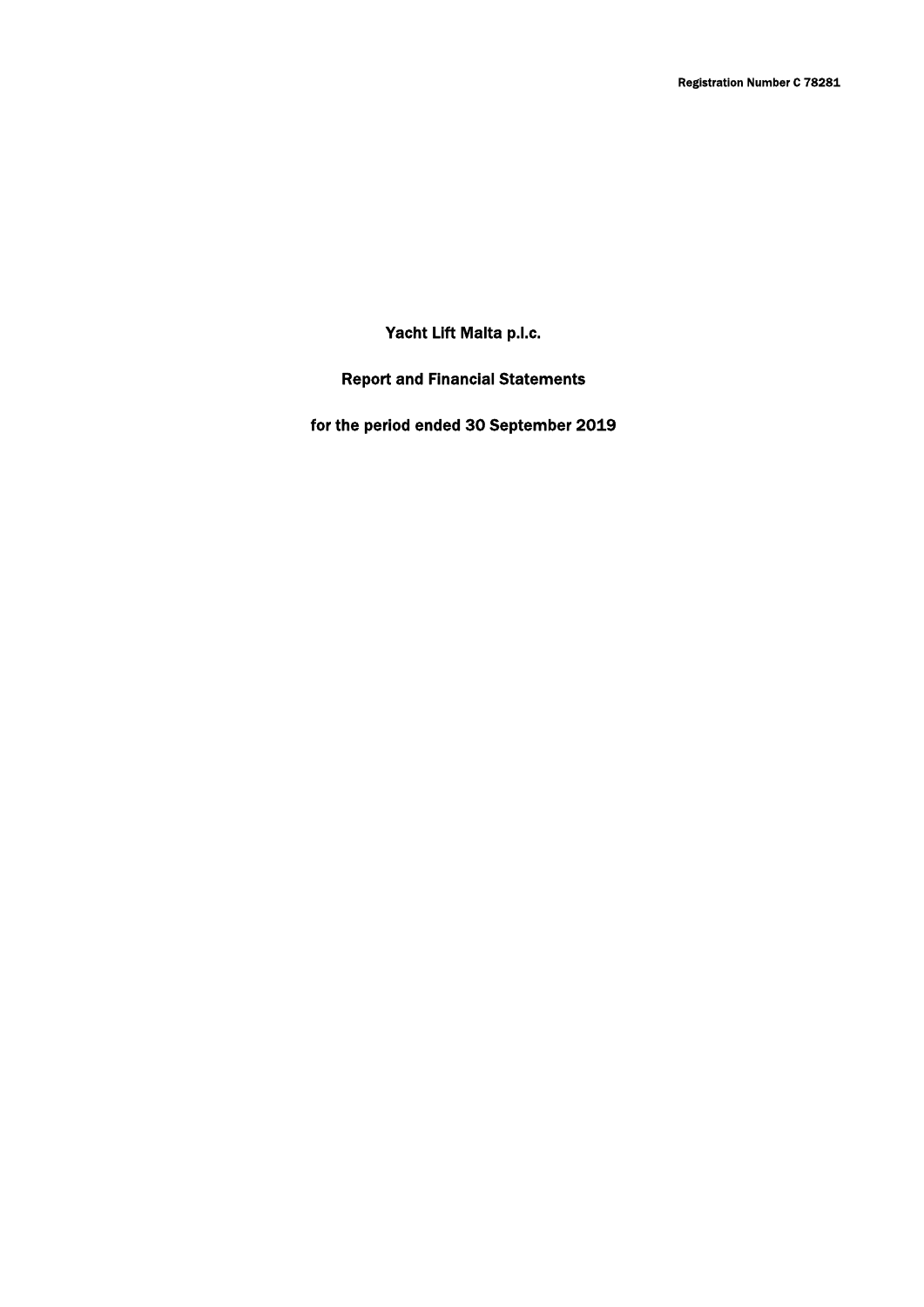Registration Number C 78281

# Yacht Lift Malta p.l.c.

## Report and Financial Statements

## for the period ended 30 September 2019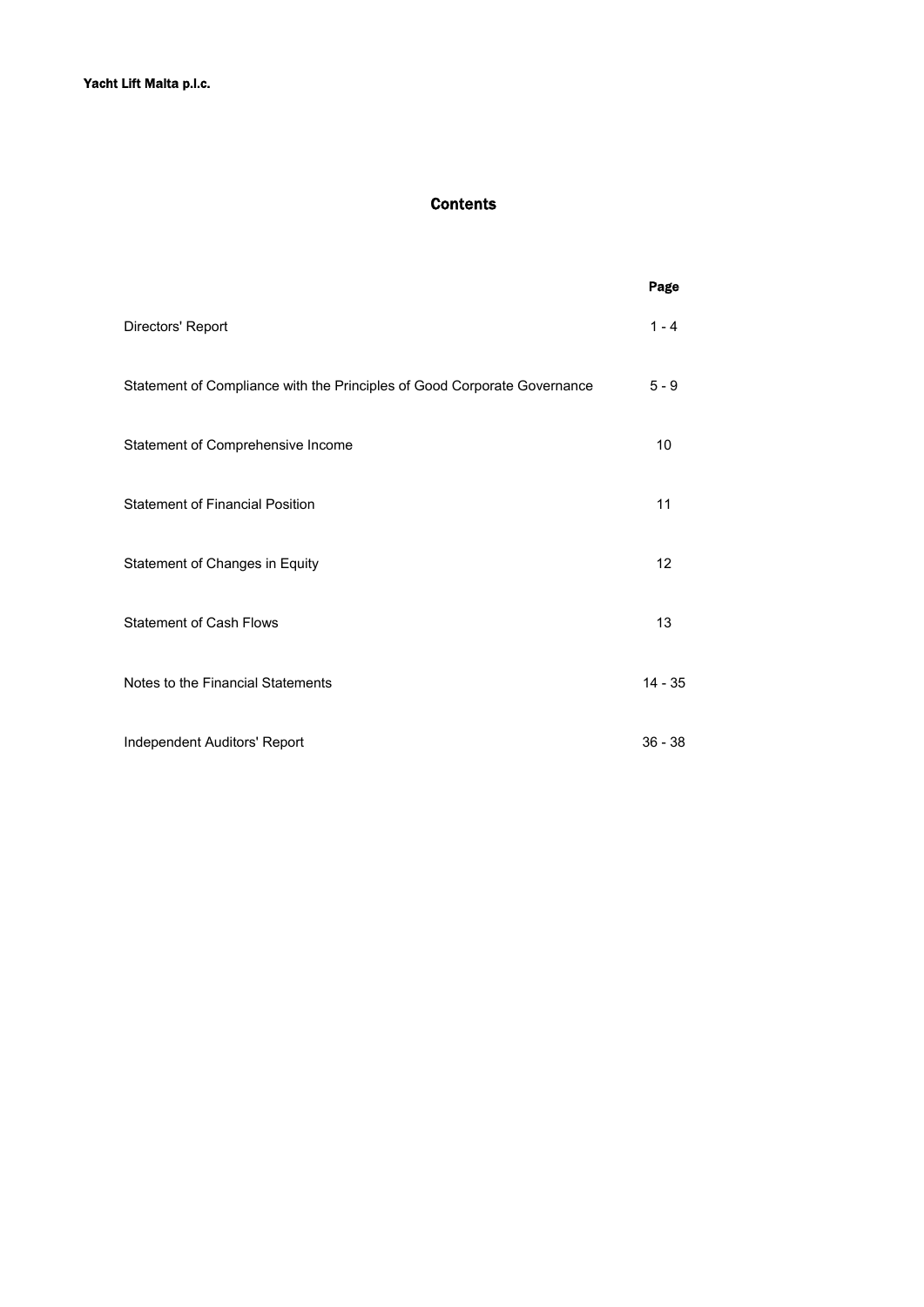Yacht Lift Malta p.l.c.

# Contents

| | Page |
|---|---|
| Directors' Report | 1 - 4 |
| Statement of Compliance with the Principles of Good Corporate Governance | 5 - 9 |
| Statement of Comprehensive Income | 10 |
| Statement of Financial Position | 11 |
| Statement of Changes in Equity | 12 |
| Statement of Cash Flows | 13 |
| Notes to the Financial Statements | 14 - 35 |
| Independent Auditors' Report | 36 - 38 |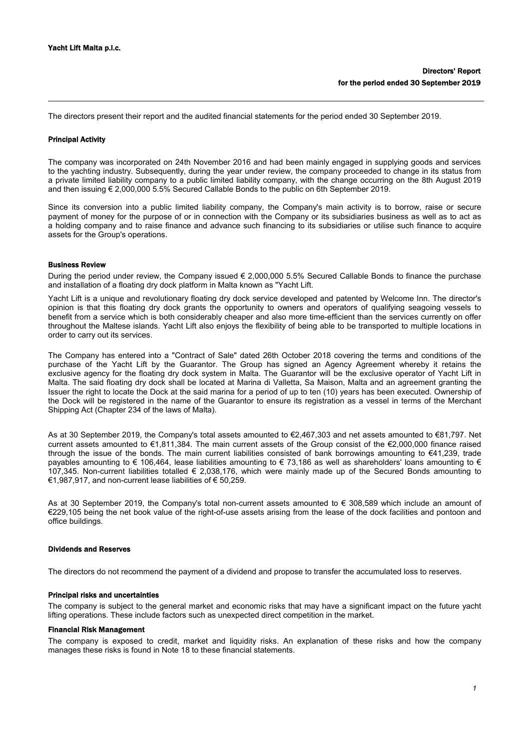Yacht Lift Malta p.l.c.

## Directors' Report
## for the period ended 30 September 2019

The directors present their report and the audited financial statements for the period ended 30 September 2019.

### Principal Activity

The company was incorporated on 24th November 2016 and had been mainly engaged in supplying goods and services to the yachting industry. Subsequently, during the year under review, the company proceeded to change in its status from a private limited liability company to a public limited liability company, with the change occurring on the 8th August 2019 and then issuing € 2,000,000 5.5% Secured Callable Bonds to the public on 6th September 2019.

Since its conversion into a public limited liability company, the Company's main activity is to borrow, raise or secure payment of money for the purpose of or in connection with the Company or its subsidiaries business as well as to act as a holding company and to raise finance and advance such financing to its subsidiaries or utilise such finance to acquire assets for the Group's operations.

### Business Review

During the period under review, the Company issued € 2,000,000 5.5% Secured Callable Bonds to finance the purchase and installation of a floating dry dock platform in Malta known as "Yacht Lift.

Yacht Lift is a unique and revolutionary floating dry dock service developed and patented by Welcome Inn. The director's opinion is that this floating dry dock grants the opportunity to owners and operators of qualifying seagoing vessels to benefit from a service which is both considerably cheaper and also more time-efficient than the services currently on offer throughout the Maltese islands. Yacht Lift also enjoys the flexibility of being able to be transported to multiple locations in order to carry out its services.

The Company has entered into a "Contract of Sale" dated 26th October 2018 covering the terms and conditions of the purchase of the Yacht Lift by the Guarantor. The Group has signed an Agency Agreement whereby it retains the exclusive agency for the floating dry dock system in Malta. The Guarantor will be the exclusive operator of Yacht Lift in Malta. The said floating dry dock shall be located at Marina di Valletta, Sa Maison, Malta and an agreement granting the Issuer the right to locate the Dock at the said marina for a period of up to ten (10) years has been executed. Ownership of the Dock will be registered in the name of the Guarantor to ensure its registration as a vessel in terms of the Merchant Shipping Act (Chapter 234 of the laws of Malta).

As at 30 September 2019, the Company's total assets amounted to €2,467,303 and net assets amounted to €81,797. Net current assets amounted to €1,811,384. The main current assets of the Group consist of the €2,000,000 finance raised through the issue of the bonds. The main current liabilities consisted of bank borrowings amounting to €41,239, trade payables amounting to € 106,464, lease liabilities amounting to € 73,186 as well as shareholders' loans amounting to € 107,345. Non-current liabilities totalled € 2,038,176, which were mainly made up of the Secured Bonds amounting to €1,987,917, and non-current lease liabilities of € 50,259.

As at 30 September 2019, the Company's total non-current assets amounted to € 308,589 which include an amount of €229,105 being the net book value of the right-of-use assets arising from the lease of the dock facilities and pontoon and office buildings.

### Dividends and Reserves

The directors do not recommend the payment of a dividend and propose to transfer the accumulated loss to reserves.

### Principal risks and uncertainties

The company is subject to the general market and economic risks that may have a significant impact on the future yacht lifting operations. These include factors such as unexpected direct competition in the market.

### Financial Risk Management

The company is exposed to credit, market and liquidity risks. An explanation of these risks and how the company manages these risks is found in Note 18 to these financial statements.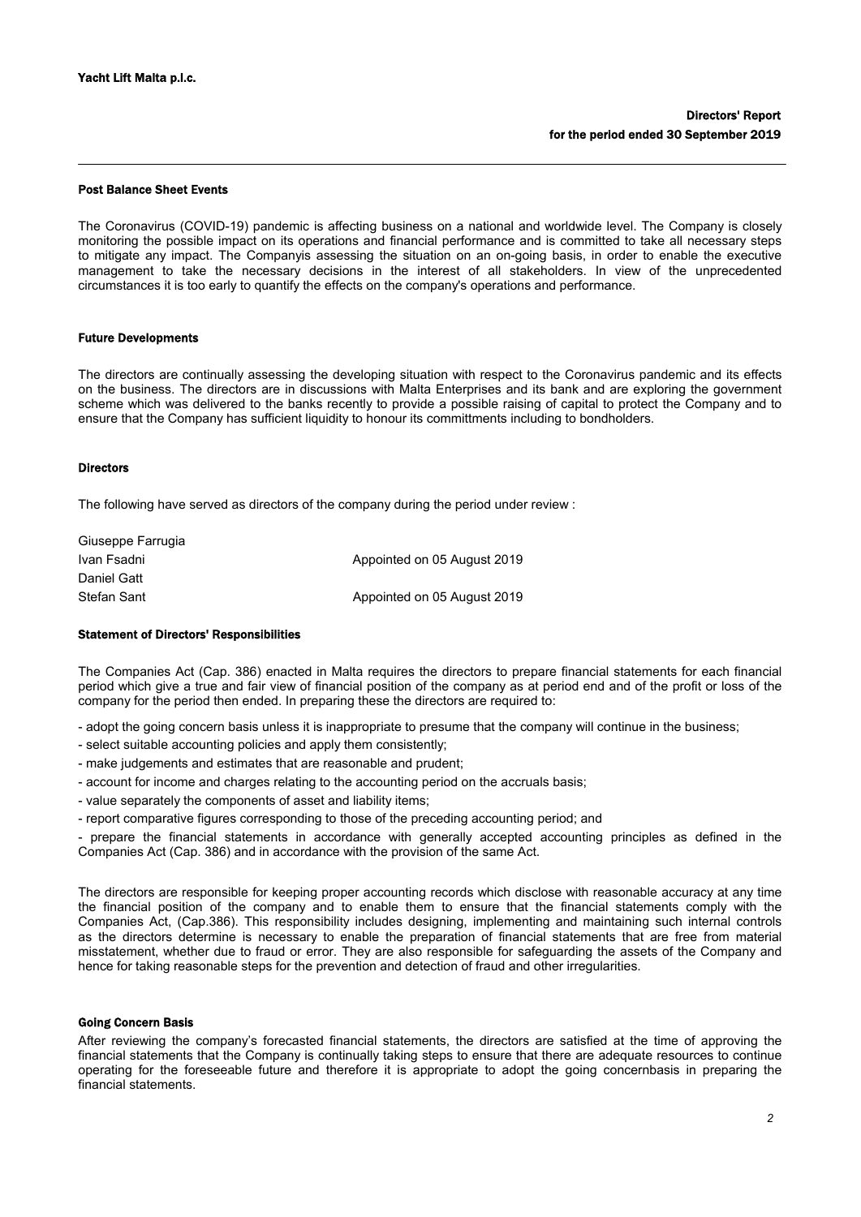## Post Balance Sheet Events

The Coronavirus (COVID-19) pandemic is affecting business on a national and worldwide level. The Company is closely monitoring the possible impact on its operations and financial performance and is committed to take all necessary steps to mitigate any impact. The Companyis assessing the situation on an on-going basis, in order to enable the executive management to take the necessary decisions in the interest of all stakeholders. In view of the unprecedented circumstances it is too early to quantify the effects on the company's operations and performance.

## Future Developments

The directors are continually assessing the developing situation with respect to the Coronavirus pandemic and its effects on the business. The directors are in discussions with Malta Enterprises and its bank and are exploring the government scheme which was delivered to the banks recently to provide a possible raising of capital to protect the Company and to ensure that the Company has sufficient liquidity to honour its committments including to bondholders.

## Directors

The following have served as directors of the company during the period under review :

| | |
|---|---|
| Giuseppe Farrugia | |
| Ivan Fsadni | Appointed on 05 August 2019 |
| Daniel Gatt | |
| Stefan Sant | Appointed on 05 August 2019 |

## Statement of Directors' Responsibilities

The Companies Act (Cap. 386) enacted in Malta requires the directors to prepare financial statements for each financial period which give a true and fair view of financial position of the company as at period end and of the profit or loss of the company for the period then ended. In preparing these the directors are required to:

- adopt the going concern basis unless it is inappropriate to presume that the company will continue in the business;
- select suitable accounting policies and apply them consistently;
- make judgements and estimates that are reasonable and prudent;
- account for income and charges relating to the accounting period on the accruals basis;
- value separately the components of asset and liability items;
- report comparative figures corresponding to those of the preceding accounting period; and
- prepare the financial statements in accordance with generally accepted accounting principles as defined in the Companies Act (Cap. 386) and in accordance with the provision of the same Act.

The directors are responsible for keeping proper accounting records which disclose with reasonable accuracy at any time the financial position of the company and to enable them to ensure that the financial statements comply with the Companies Act, (Cap.386). This responsibility includes designing, implementing and maintaining such internal controls as the directors determine is necessary to enable the preparation of financial statements that are free from material misstatement, whether due to fraud or error. They are also responsible for safeguarding the assets of the Company and hence for taking reasonable steps for the prevention and detection of fraud and other irregularities.

## Going Concern Basis

After reviewing the company's forecasted financial statements, the directors are satisfied at the time of approving the financial statements that the Company is continually taking steps to ensure that there are adequate resources to continue operating for the foreseeable future and therefore it is appropriate to adopt the going concernbasis in preparing the financial statements.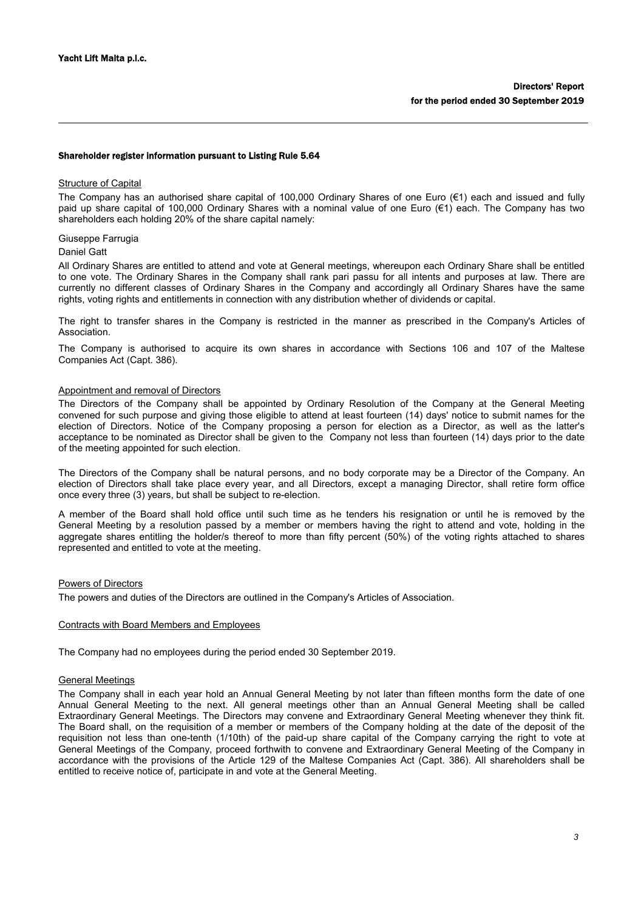## Shareholder register information pursuant to Listing Rule 5.64

### Structure of Capital

The Company has an authorised share capital of 100,000 Ordinary Shares of one Euro (€1) each and issued and fully paid up share capital of 100,000 Ordinary Shares with a nominal value of one Euro (€1) each. The Company has two shareholders each holding 20% of the share capital namely:

Giuseppe Farrugia

Daniel Gatt

All Ordinary Shares are entitled to attend and vote at General meetings, whereupon each Ordinary Share shall be entitled to one vote. The Ordinary Shares in the Company shall rank pari passu for all intents and purposes at law. There are currently no different classes of Ordinary Shares in the Company and accordingly all Ordinary Shares have the same rights, voting rights and entitlements in connection with any distribution whether of dividends or capital.

The right to transfer shares in the Company is restricted in the manner as prescribed in the Company's Articles of Association.

The Company is authorised to acquire its own shares in accordance with Sections 106 and 107 of the Maltese Companies Act (Capt. 386).

### Appointment and removal of Directors

The Directors of the Company shall be appointed by Ordinary Resolution of the Company at the General Meeting convened for such purpose and giving those eligible to attend at least fourteen (14) days' notice to submit names for the election of Directors. Notice of the Company proposing a person for election as a Director, as well as the latter's acceptance to be nominated as Director shall be given to the Company not less than fourteen (14) days prior to the date of the meeting appointed for such election.

The Directors of the Company shall be natural persons, and no body corporate may be a Director of the Company. An election of Directors shall take place every year, and all Directors, except a managing Director, shall retire form office once every three (3) years, but shall be subject to re-election.

A member of the Board shall hold office until such time as he tenders his resignation or until he is removed by the General Meeting by a resolution passed by a member or members having the right to attend and vote, holding in the aggregate shares entitling the holder/s thereof to more than fifty percent (50%) of the voting rights attached to shares represented and entitled to vote at the meeting.

### Powers of Directors

The powers and duties of the Directors are outlined in the Company's Articles of Association.

### Contracts with Board Members and Employees

The Company had no employees during the period ended 30 September 2019.

### General Meetings

The Company shall in each year hold an Annual General Meeting by not later than fifteen months form the date of one Annual General Meeting to the next. All general meetings other than an Annual General Meeting shall be called Extraordinary General Meetings. The Directors may convene and Extraordinary General Meeting whenever they think fit. The Board shall, on the requisition of a member or members of the Company holding at the date of the deposit of the requisition not less than one-tenth (1/10th) of the paid-up share capital of the Company carrying the right to vote at General Meetings of the Company, proceed forthwith to convene and Extraordinary General Meeting of the Company in accordance with the provisions of the Article 129 of the Maltese Companies Act (Capt. 386). All shareholders shall be entitled to receive notice of, participate in and vote at the General Meeting.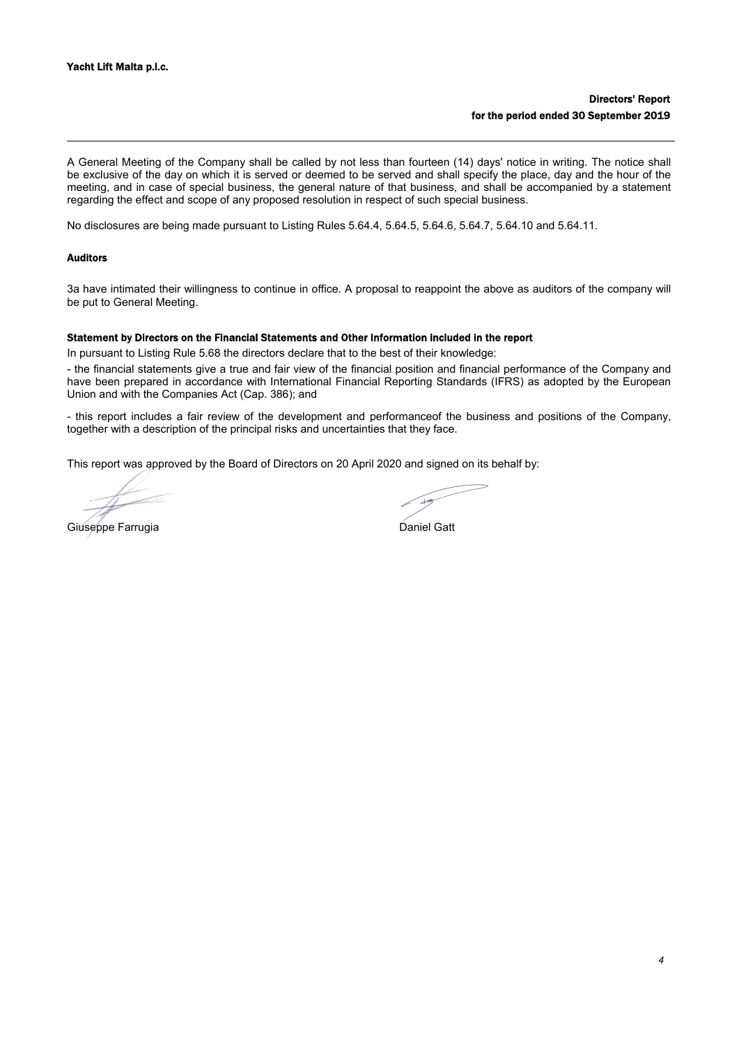A General Meeting of the Company shall be called by not less than fourteen (14) days' notice in writing. The notice shall be exclusive of the day on which it is served or deemed to be served and shall specify the place, day and the hour of the meeting, and in case of special business, the general nature of that business, and shall be accompanied by a statement regarding the effect and scope of any proposed resolution in respect of such special business.

No disclosures are being made pursuant to Listing Rules 5.64.4, 5.64.5, 5.64.6, 5.64.7, 5.64.10 and 5.64.11.

### Auditors

3a have intimated their willingness to continue in office. A proposal to reappoint the above as auditors of the company will be put to General Meeting.

### Statement by Directors on the Financial Statements and Other Information included in the report

In pursuant to Listing Rule 5.68 the directors declare that to the best of their knowledge:

- the financial statements give a true and fair view of the financial position and financial performance of the Company and have been prepared in accordance with International Financial Reporting Standards (IFRS) as adopted by the European Union and with the Companies Act (Cap. 386); and

- this report includes a fair review of the development and performanceof the business and positions of the Company, together with a description of the principal risks and uncertainties that they face.

This report was approved by the Board of Directors on 20 April 2020 and signed on its behalf by:

Giuseppe Farrugia

Daniel Gatt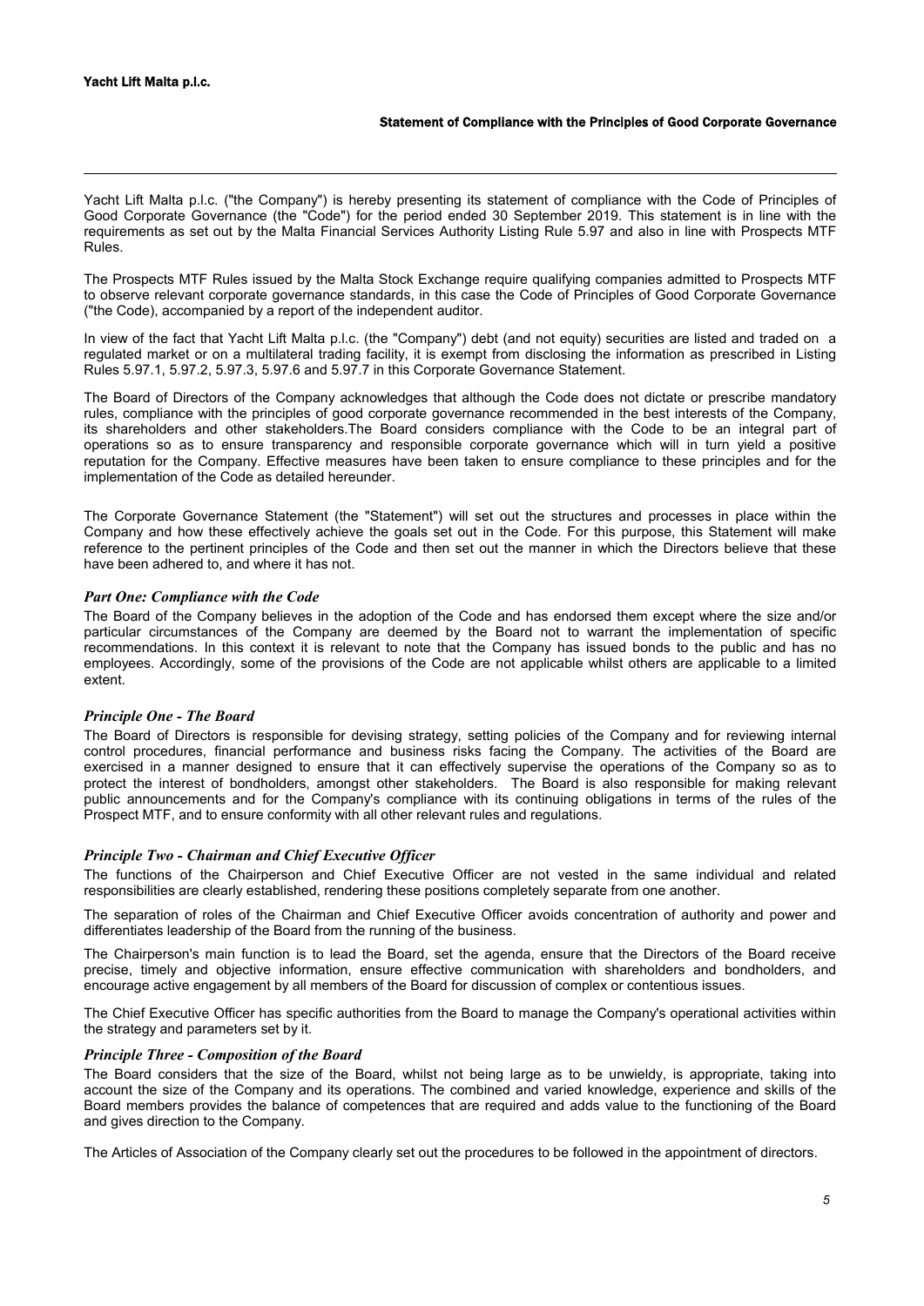Yacht Lift Malta p.l.c. ("the Company") is hereby presenting its statement of compliance with the Code of Principles of Good Corporate Governance (the "Code") for the period ended 30 September 2019. This statement is in line with the requirements as set out by the Malta Financial Services Authority Listing Rule 5.97 and also in line with Prospects MTF Rules.

The Prospects MTF Rules issued by the Malta Stock Exchange require qualifying companies admitted to Prospects MTF to observe relevant corporate governance standards, in this case the Code of Principles of Good Corporate Governance ("the Code), accompanied by a report of the independent auditor.

In view of the fact that Yacht Lift Malta p.l.c. (the "Company") debt (and not equity) securities are listed and traded on a regulated market or on a multilateral trading facility, it is exempt from disclosing the information as prescribed in Listing Rules 5.97.1, 5.97.2, 5.97.3, 5.97.6 and 5.97.7 in this Corporate Governance Statement.

The Board of Directors of the Company acknowledges that although the Code does not dictate or prescribe mandatory rules, compliance with the principles of good corporate governance recommended in the best interests of the Company, its shareholders and other stakeholders.The Board considers compliance with the Code to be an integral part of operations so as to ensure transparency and responsible corporate governance which will in turn yield a positive reputation for the Company. Effective measures have been taken to ensure compliance to these principles and for the implementation of the Code as detailed hereunder.

The Corporate Governance Statement (the "Statement") will set out the structures and processes in place within the Company and how these effectively achieve the goals set out in the Code. For this purpose, this Statement will make reference to the pertinent principles of the Code and then set out the manner in which the Directors believe that these have been adhered to, and where it has not.

### *Part One: Compliance with the Code*

The Board of the Company believes in the adoption of the Code and has endorsed them except where the size and/or particular circumstances of the Company are deemed by the Board not to warrant the implementation of specific recommendations. In this context it is relevant to note that the Company has issued bonds to the public and has no employees. Accordingly, some of the provisions of the Code are not applicable whilst others are applicable to a limited extent.

### *Principle One - The Board*

The Board of Directors is responsible for devising strategy, setting policies of the Company and for reviewing internal control procedures, financial performance and business risks facing the Company. The activities of the Board are exercised in a manner designed to ensure that it can effectively supervise the operations of the Company so as to protect the interest of bondholders, amongst other stakeholders. The Board is also responsible for making relevant public announcements and for the Company's compliance with its continuing obligations in terms of the rules of the Prospect MTF, and to ensure conformity with all other relevant rules and regulations.

### *Principle Two - Chairman and Chief Executive Officer*

The functions of the Chairperson and Chief Executive Officer are not vested in the same individual and related responsibilities are clearly established, rendering these positions completely separate from one another.

The separation of roles of the Chairman and Chief Executive Officer avoids concentration of authority and power and differentiates leadership of the Board from the running of the business.

The Chairperson's main function is to lead the Board, set the agenda, ensure that the Directors of the Board receive precise, timely and objective information, ensure effective communication with shareholders and bondholders, and encourage active engagement by all members of the Board for discussion of complex or contentious issues.

The Chief Executive Officer has specific authorities from the Board to manage the Company's operational activities within the strategy and parameters set by it.

### *Principle Three - Composition of the Board*

The Board considers that the size of the Board, whilst not being large as to be unwieldy, is appropriate, taking into account the size of the Company and its operations. The combined and varied knowledge, experience and skills of the Board members provides the balance of competences that are required and adds value to the functioning of the Board and gives direction to the Company.

The Articles of Association of the Company clearly set out the procedures to be followed in the appointment of directors.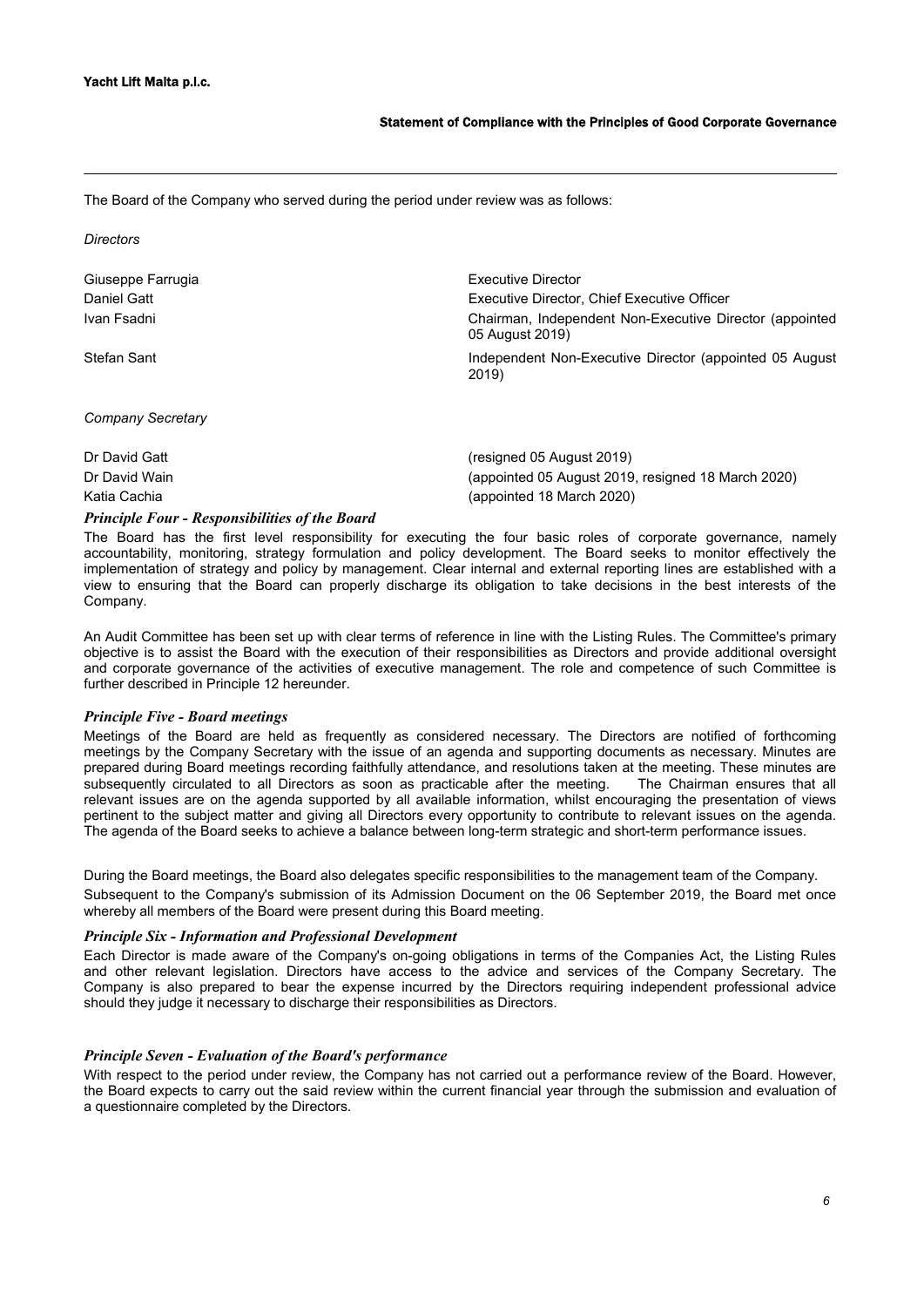The Board of the Company who served during the period under review was as follows:

*Directors*

| | |
|---|---|
| Giuseppe Farrugia | Executive Director |
| Daniel Gatt | Executive Director, Chief Executive Officer |
| Ivan Fsadni | Chairman, Independent Non-Executive Director (appointed 05 August 2019) |
| Stefan Sant | Independent Non-Executive Director (appointed 05 August 2019) |

*Company Secretary*

| | |
|---|---|
| Dr David Gatt | (resigned 05 August 2019) |
| Dr David Wain | (appointed 05 August 2019, resigned 18 March 2020) |
| Katia Cachia | (appointed 18 March 2020) |

### *Principle Four - Responsibilities of the Board*

The Board has the first level responsibility for executing the four basic roles of corporate governance, namely accountability, monitoring, strategy formulation and policy development. The Board seeks to monitor effectively the implementation of strategy and policy by management. Clear internal and external reporting lines are established with a view to ensuring that the Board can properly discharge its obligation to take decisions in the best interests of the Company.

An Audit Committee has been set up with clear terms of reference in line with the Listing Rules. The Committee's primary objective is to assist the Board with the execution of their responsibilities as Directors and provide additional oversight and corporate governance of the activities of executive management. The role and competence of such Committee is further described in Principle 12 hereunder.

### *Principle Five - Board meetings*

Meetings of the Board are held as frequently as considered necessary. The Directors are notified of forthcoming meetings by the Company Secretary with the issue of an agenda and supporting documents as necessary. Minutes are prepared during Board meetings recording faithfully attendance, and resolutions taken at the meeting. These minutes are subsequently circulated to all Directors as soon as practicable after the meeting. The Chairman ensures that all relevant issues are on the agenda supported by all available information, whilst encouraging the presentation of views pertinent to the subject matter and giving all Directors every opportunity to contribute to relevant issues on the agenda. The agenda of the Board seeks to achieve a balance between long-term strategic and short-term performance issues.

During the Board meetings, the Board also delegates specific responsibilities to the management team of the Company.

Subsequent to the Company's submission of its Admission Document on the 06 September 2019, the Board met once whereby all members of the Board were present during this Board meeting.

### *Principle Six - Information and Professional Development*

Each Director is made aware of the Company's on-going obligations in terms of the Companies Act, the Listing Rules and other relevant legislation. Directors have access to the advice and services of the Company Secretary. The Company is also prepared to bear the expense incurred by the Directors requiring independent professional advice should they judge it necessary to discharge their responsibilities as Directors.

### *Principle Seven - Evaluation of the Board's performance*

With respect to the period under review, the Company has not carried out a performance review of the Board. However, the Board expects to carry out the said review within the current financial year through the submission and evaluation of a questionnaire completed by the Directors.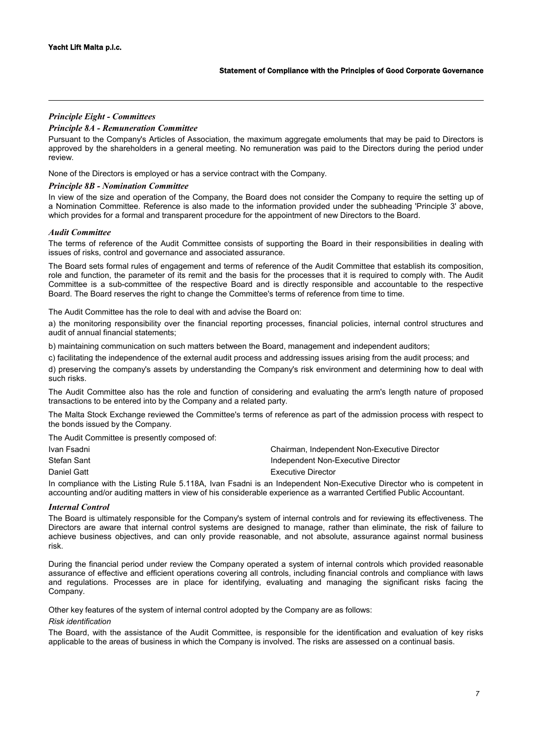### *Principle Eight - Committees*

#### *Principle 8A - Remuneration Committee*

Pursuant to the Company's Articles of Association, the maximum aggregate emoluments that may be paid to Directors is approved by the shareholders in a general meeting. No remuneration was paid to the Directors during the period under review.

None of the Directors is employed or has a service contract with the Company.

#### *Principle 8B - Nomination Committee*

In view of the size and operation of the Company, the Board does not consider the Company to require the setting up of a Nomination Committee. Reference is also made to the information provided under the subheading 'Principle 3' above, which provides for a formal and transparent procedure for the appointment of new Directors to the Board.

### *Audit Committee*

The terms of reference of the Audit Committee consists of supporting the Board in their responsibilities in dealing with issues of risks, control and governance and associated assurance.

The Board sets formal rules of engagement and terms of reference of the Audit Committee that establish its composition, role and function, the parameter of its remit and the basis for the processes that it is required to comply with. The Audit Committee is a sub-committee of the respective Board and is directly responsible and accountable to the respective Board. The Board reserves the right to change the Committee's terms of reference from time to time.

The Audit Committee has the role to deal with and advise the Board on:

a) the monitoring responsibility over the financial reporting processes, financial policies, internal control structures and audit of annual financial statements;

b) maintaining communication on such matters between the Board, management and independent auditors;

c) facilitating the independence of the external audit process and addressing issues arising from the audit process; and

d) preserving the company's assets by understanding the Company's risk environment and determining how to deal with such risks.

The Audit Committee also has the role and function of considering and evaluating the arm's length nature of proposed transactions to be entered into by the Company and a related party.

The Malta Stock Exchange reviewed the Committee's terms of reference as part of the admission process with respect to the bonds issued by the Company.

The Audit Committee is presently composed of:

| | |
|---|---|
| Ivan Fsadni | Chairman, Independent Non-Executive Director |
| Stefan Sant | Independent Non-Executive Director |
| Daniel Gatt | Executive Director |

In compliance with the Listing Rule 5.118A, Ivan Fsadni is an Independent Non-Executive Director who is competent in accounting and/or auditing matters in view of his considerable experience as a warranted Certified Public Accountant.

### *Internal Control*

The Board is ultimately responsible for the Company's system of internal controls and for reviewing its effectiveness. The Directors are aware that internal control systems are designed to manage, rather than eliminate, the risk of failure to achieve business objectives, and can only provide reasonable, and not absolute, assurance against normal business risk.

During the financial period under review the Company operated a system of internal controls which provided reasonable assurance of effective and efficient operations covering all controls, including financial controls and compliance with laws and regulations. Processes are in place for identifying, evaluating and managing the significant risks facing the Company.

Other key features of the system of internal control adopted by the Company are as follows:

*Risk identification*

The Board, with the assistance of the Audit Committee, is responsible for the identification and evaluation of key risks applicable to the areas of business in which the Company is involved. The risks are assessed on a continual basis.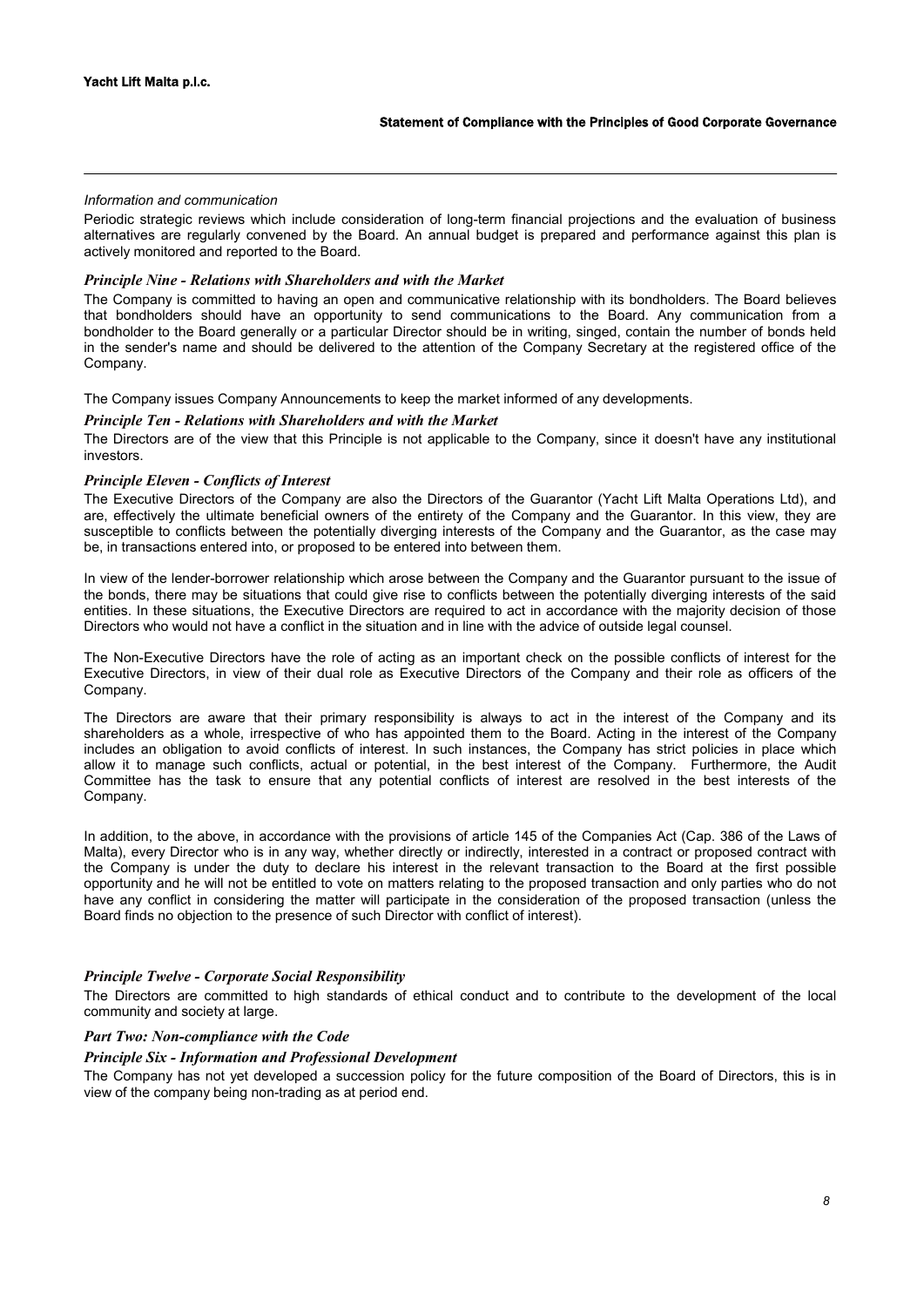*Information and communication*

Periodic strategic reviews which include consideration of long-term financial projections and the evaluation of business alternatives are regularly convened by the Board. An annual budget is prepared and performance against this plan is actively monitored and reported to the Board.

### *Principle Nine - Relations with Shareholders and with the Market*

The Company is committed to having an open and communicative relationship with its bondholders. The Board believes that bondholders should have an opportunity to send communications to the Board. Any communication from a bondholder to the Board generally or a particular Director should be in writing, singed, contain the number of bonds held in the sender's name and should be delivered to the attention of the Company Secretary at the registered office of the Company.

The Company issues Company Announcements to keep the market informed of any developments.

### *Principle Ten - Relations with Shareholders and with the Market*

The Directors are of the view that this Principle is not applicable to the Company, since it doesn't have any institutional investors.

### *Principle Eleven - Conflicts of Interest*

The Executive Directors of the Company are also the Directors of the Guarantor (Yacht Lift Malta Operations Ltd), and are, effectively the ultimate beneficial owners of the entirety of the Company and the Guarantor. In this view, they are susceptible to conflicts between the potentially diverging interests of the Company and the Guarantor, as the case may be, in transactions entered into, or proposed to be entered into between them.

In view of the lender-borrower relationship which arose between the Company and the Guarantor pursuant to the issue of the bonds, there may be situations that could give rise to conflicts between the potentially diverging interests of the said entities. In these situations, the Executive Directors are required to act in accordance with the majority decision of those Directors who would not have a conflict in the situation and in line with the advice of outside legal counsel.

The Non-Executive Directors have the role of acting as an important check on the possible conflicts of interest for the Executive Directors, in view of their dual role as Executive Directors of the Company and their role as officers of the Company.

The Directors are aware that their primary responsibility is always to act in the interest of the Company and its shareholders as a whole, irrespective of who has appointed them to the Board. Acting in the interest of the Company includes an obligation to avoid conflicts of interest. In such instances, the Company has strict policies in place which allow it to manage such conflicts, actual or potential, in the best interest of the Company. Furthermore, the Audit Committee has the task to ensure that any potential conflicts of interest are resolved in the best interests of the Company.

In addition, to the above, in accordance with the provisions of article 145 of the Companies Act (Cap. 386 of the Laws of Malta), every Director who is in any way, whether directly or indirectly, interested in a contract or proposed contract with the Company is under the duty to declare his interest in the relevant transaction to the Board at the first possible opportunity and he will not be entitled to vote on matters relating to the proposed transaction and only parties who do not have any conflict in considering the matter will participate in the consideration of the proposed transaction (unless the Board finds no objection to the presence of such Director with conflict of interest).

### *Principle Twelve - Corporate Social Responsibility*

The Directors are committed to high standards of ethical conduct and to contribute to the development of the local community and society at large.

## *Part Two: Non-compliance with the Code*

### *Principle Six - Information and Professional Development*

The Company has not yet developed a succession policy for the future composition of the Board of Directors, this is in view of the company being non-trading as at period end.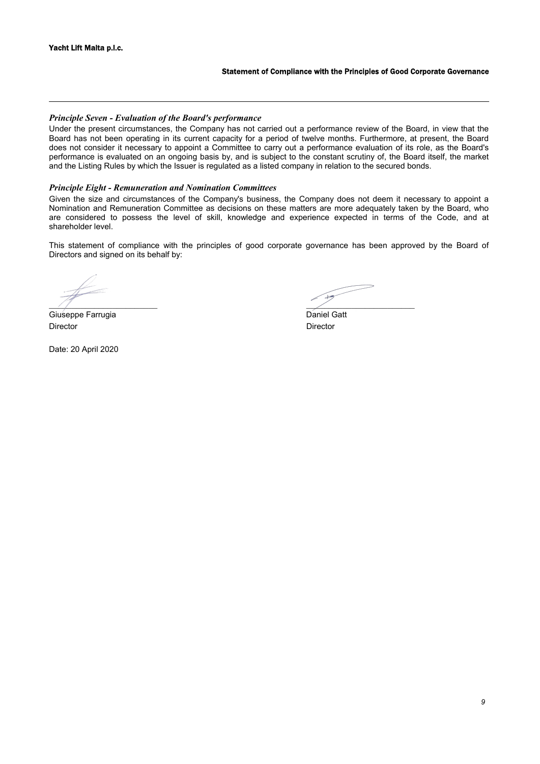### *Principle Seven - Evaluation of the Board's performance*

Under the present circumstances, the Company has not carried out a performance review of the Board, in view that the Board has not been operating in its current capacity for a period of twelve months. Furthermore, at present, the Board does not consider it necessary to appoint a Committee to carry out a performance evaluation of its role, as the Board's performance is evaluated on an ongoing basis by, and is subject to the constant scrutiny of, the Board itself, the market and the Listing Rules by which the Issuer is regulated as a listed company in relation to the secured bonds.

### *Principle Eight - Remuneration and Nomination Committees*

Given the size and circumstances of the Company's business, the Company does not deem it necessary to appoint a Nomination and Remuneration Committee as decisions on these matters are more adequately taken by the Board, who are considered to possess the level of skill, knowledge and experience expected in terms of the Code, and at shareholder level.

This statement of compliance with the principles of good corporate governance has been approved by the Board of Directors and signed on its behalf by:

Giuseppe Farrugia
Director

Daniel Gatt
Director

Date: 20 April 2020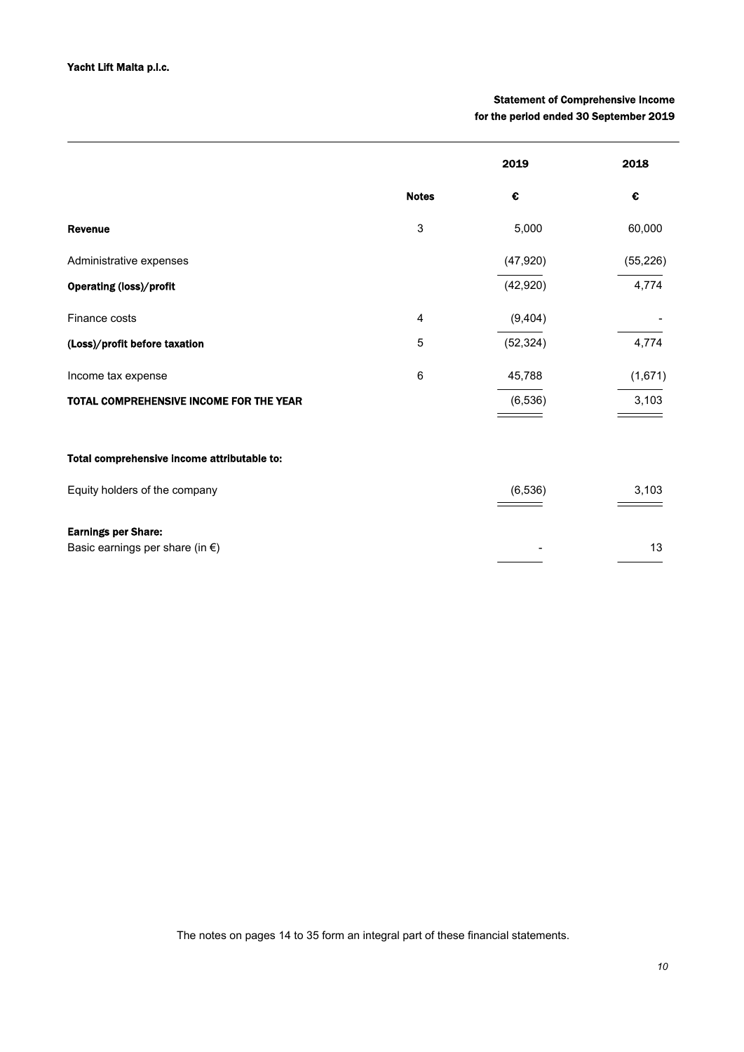Yacht Lift Malta p.l.c.

## Statement of Comprehensive Income
### for the period ended 30 September 2019

| | Notes | 2019 | 2018 |
|---|---|---|---|
| | | € | € |
| **Revenue** | 3 | 5,000 | 60,000 |
| Administrative expenses | | (47,920) | (55,226) |
| **Operating (loss)/profit** | | (42,920) | 4,774 |
| Finance costs | 4 | (9,404) | - |
| **(Loss)/profit before taxation** | 5 | (52,324) | 4,774 |
| Income tax expense | 6 | 45,788 | (1,671) |
| **TOTAL COMPREHENSIVE INCOME FOR THE YEAR** | | (6,536) | 3,103 |
| | | | |
| **Total comprehensive income attributable to:** | | | |
| Equity holders of the company | | (6,536) | 3,103 |
| | | | |
| **Earnings per Share:** | | | |
| Basic earnings per share (in €) | | - | 13 |

The notes on pages 14 to 35 form an integral part of these financial statements.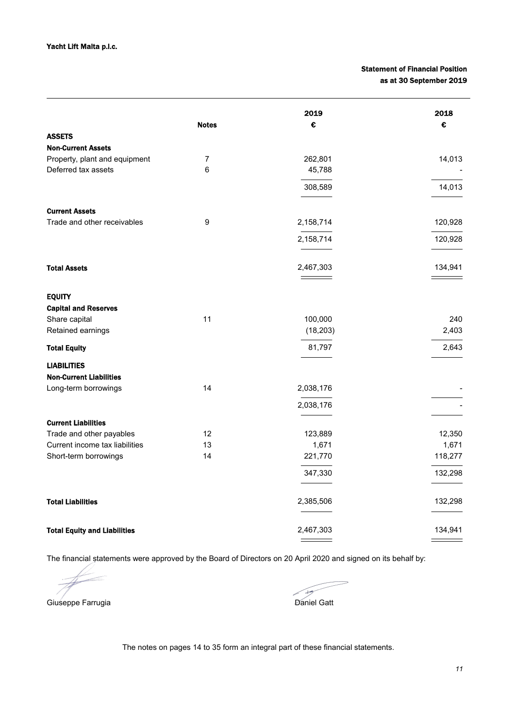Yacht Lift Malta p.l.c.

## Statement of Financial Position
### as at 30 September 2019

| | Notes | 2019 € | 2018 € |
|---|---|---|---|
| **ASSETS** | | | |
| **Non-Current Assets** | | | |
| Property, plant and equipment | 7 | 262,801 | 14,013 |
| Deferred tax assets | 6 | 45,788 | - |
| | | 308,589 | 14,013 |
| **Current Assets** | | | |
| Trade and other receivables | 9 | 2,158,714 | 120,928 |
| | | 2,158,714 | 120,928 |
| **Total Assets** | | 2,467,303 | 134,941 |
| **EQUITY** | | | |
| **Capital and Reserves** | | | |
| Share capital | 11 | 100,000 | 240 |
| Retained earnings | | (18,203) | 2,403 |
| **Total Equity** | | 81,797 | 2,643 |
| **LIABILITIES** | | | |
| **Non-Current Liabilities** | | | |
| Long-term borrowings | 14 | 2,038,176 | - |
| | | 2,038,176 | - |
| **Current Liabilities** | | | |
| Trade and other payables | 12 | 123,889 | 12,350 |
| Current income tax liabilities | 13 | 1,671 | 1,671 |
| Short-term borrowings | 14 | 221,770 | 118,277 |
| | | 347,330 | 132,298 |
| **Total Liabilities** | | 2,385,506 | 132,298 |
| **Total Equity and Liabilities** | | 2,467,303 | 134,941 |

The financial statements were approved by the Board of Directors on 20 April 2020 and signed on its behalf by:

Giuseppe Farrugia    Daniel Gatt

The notes on pages 14 to 35 form an integral part of these financial statements.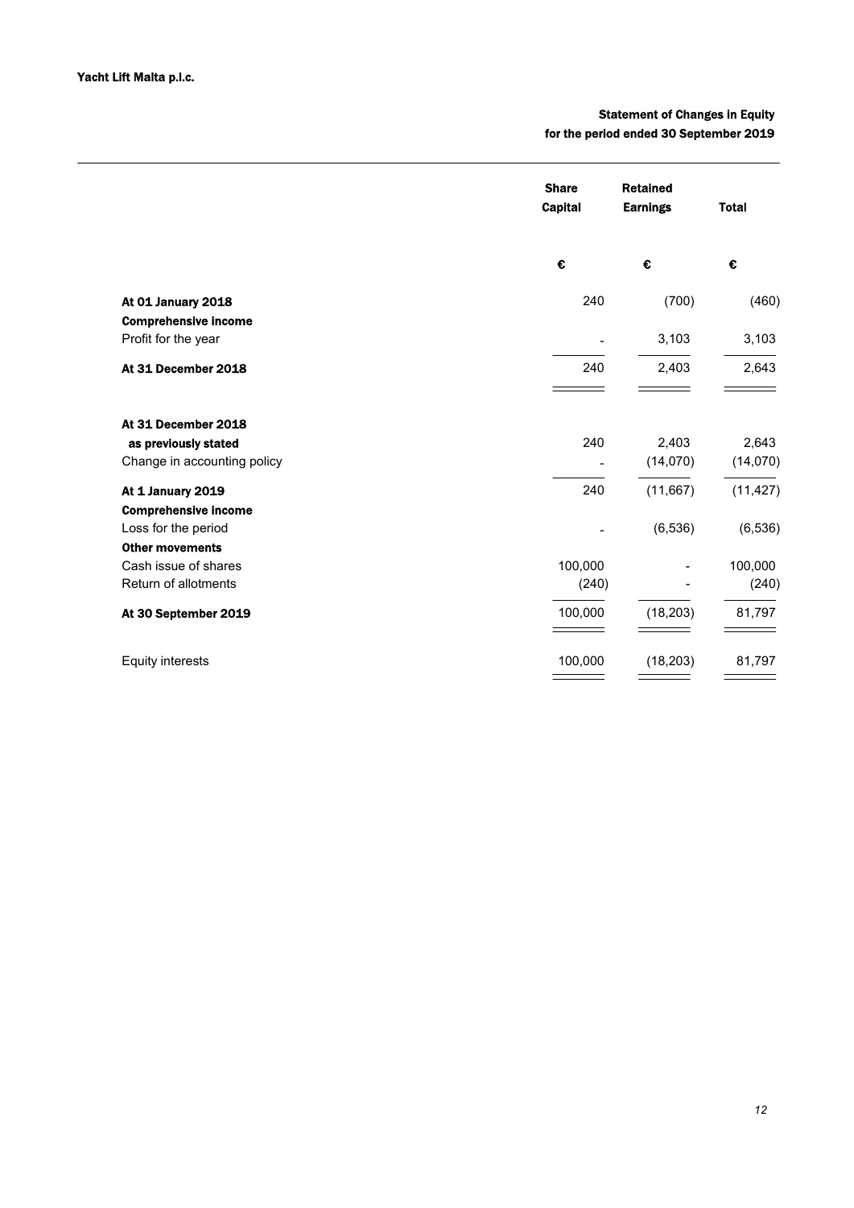Yacht Lift Malta p.l.c.

## Statement of Changes in Equity
### for the period ended 30 September 2019

| | Share Capital | Retained Earnings | Total |
|---|---|---|---|
| | € | € | € |
| **At 01 January 2018** | 240 | (700) | (460) |
| **Comprehensive income** | | | |
| Profit for the year | - | 3,103 | 3,103 |
| **At 31 December 2018** | 240 | 2,403 | 2,643 |
| | | | |
| **At 31 December 2018 as previously stated** | 240 | 2,403 | 2,643 |
| Change in accounting policy | - | (14,070) | (14,070) |
| **At 1 January 2019** | 240 | (11,667) | (11,427) |
| **Comprehensive income** | | | |
| Loss for the period | - | (6,536) | (6,536) |
| **Other movements** | | | |
| Cash issue of shares | 100,000 | - | 100,000 |
| Return of allotments | (240) | - | (240) |
| **At 30 September 2019** | 100,000 | (18,203) | 81,797 |
| | | | |
| Equity interests | 100,000 | (18,203) | 81,797 |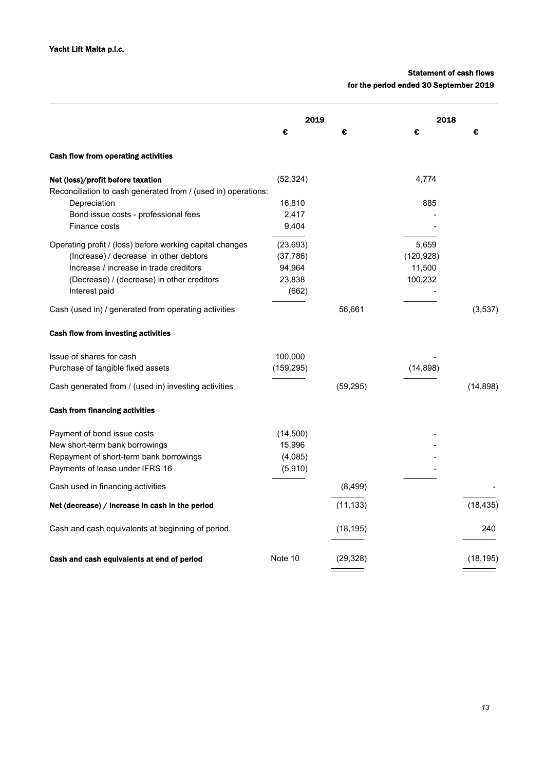Yacht Lift Malta p.l.c.

## Statement of cash flows
### for the period ended 30 September 2019

| | 2019 | | 2018 | |
|---|---|---|---|---|
| | € | € | € | € |
| **Cash flow from operating activities** | | | | |
| **Net (loss)/profit before taxation** | (52,324) | | 4,774 | |
| Reconciliation to cash generated from / (used in) operations: | | | | |
| Depreciation | 16,810 | | 885 | |
| Bond issue costs - professional fees | 2,417 | | - | |
| Finance costs | 9,404 | | - | |
| Operating profit / (loss) before working capital changes | (23,693) | | 5,659 | |
| (Increase) / decrease in other debtors | (37,786) | | (120,928) | |
| Increase / increase in trade creditors | 94,964 | | 11,500 | |
| (Decrease) / (decrease) in other creditors | 23,838 | | 100,232 | |
| Interest paid | (662) | | - | |
| Cash (used in) / generated from operating activities | | 56,661 | | (3,537) |
| **Cash flow from investing activities** | | | | |
| Issue of shares for cash | 100,000 | | - | |
| Purchase of tangible fixed assets | (159,295) | | (14,898) | |
| Cash generated from / (used in) investing activities | | (59,295) | | (14,898) |
| **Cash from financing activities** | | | | |
| Payment of bond issue costs | (14,500) | | - | |
| New short-term bank borrowings | 15,996 | | - | |
| Repayment of short-term bank borrowings | (4,085) | | - | |
| Payments of lease under IFRS 16 | (5,910) | | - | |
| Cash used in financing activities | | (8,499) | | - |
| **Net (decrease) / increase in cash in the period** | | (11,133) | | (18,435) |
| Cash and cash equivalents at beginning of period | | (18,195) | | 240 |
| **Cash and cash equivalents at end of period** | Note 10 | (29,328) | | (18,195) |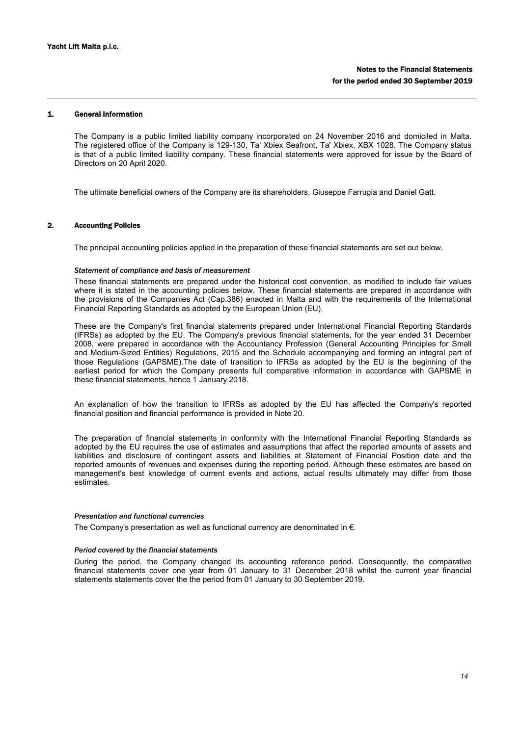## 1. General Information

The Company is a public limited liability company incorporated on 24 November 2016 and domiciled in Malta. The registered office of the Company is 129-130, Ta' Xbiex Seafront, Ta' Xbiex, XBX 1028. The Company status is that of a public limited liability company. These financial statements were approved for issue by the Board of Directors on 20 April 2020.

The ultimate beneficial owners of the Company are its shareholders, Giuseppe Farrugia and Daniel Gatt.

## 2. Accounting Policies

The principal accounting policies applied in the preparation of these financial statements are set out below.

### *Statement of compliance and basis of measurement*

These financial statements are prepared under the historical cost convention, as modified to include fair values where it is stated in the accounting policies below. These financial statements are prepared in accordance with the provisions of the Companies Act (Cap.386) enacted in Malta and with the requirements of the International Financial Reporting Standards as adopted by the European Union (EU).

These are the Company's first financial statements prepared under International Financial Reporting Standards (IFRSs) as adopted by the EU. The Company's previous financial statements, for the year ended 31 December 2008, were prepared in accordance with the Accountancy Profession (General Accounting Principles for Small and Medium-Sized Entities) Regulations, 2015 and the Schedule accompanying and forming an integral part of those Regulations (GAPSME).The date of transition to IFRSs as adopted by the EU is the beginning of the earliest period for which the Company presents full comparative information in accordance with GAPSME in these financial statements, hence 1 January 2018.

An explanation of how the transition to IFRSs as adopted by the EU has affected the Company's reported financial position and financial performance is provided in Note 20.

The preparation of financial statements in conformity with the International Financial Reporting Standards as adopted by the EU requires the use of estimates and assumptions that affect the reported amounts of assets and liabilities and disclosure of contingent assets and liabilities at Statement of Financial Position date and the reported amounts of revenues and expenses during the reporting period. Although these estimates are based on management's best knowledge of current events and actions, actual results ultimately may differ from those estimates.

### *Presentation and functional currencies*

The Company's presentation as well as functional currency are denominated in €.

### *Period covered by the financial statements*

During the period, the Company changed its accounting reference period. Consequently, the comparative financial statements cover one year from 01 January to 31 December 2018 whilst the current year financial statements statements cover the the period from 01 January to 30 September 2019.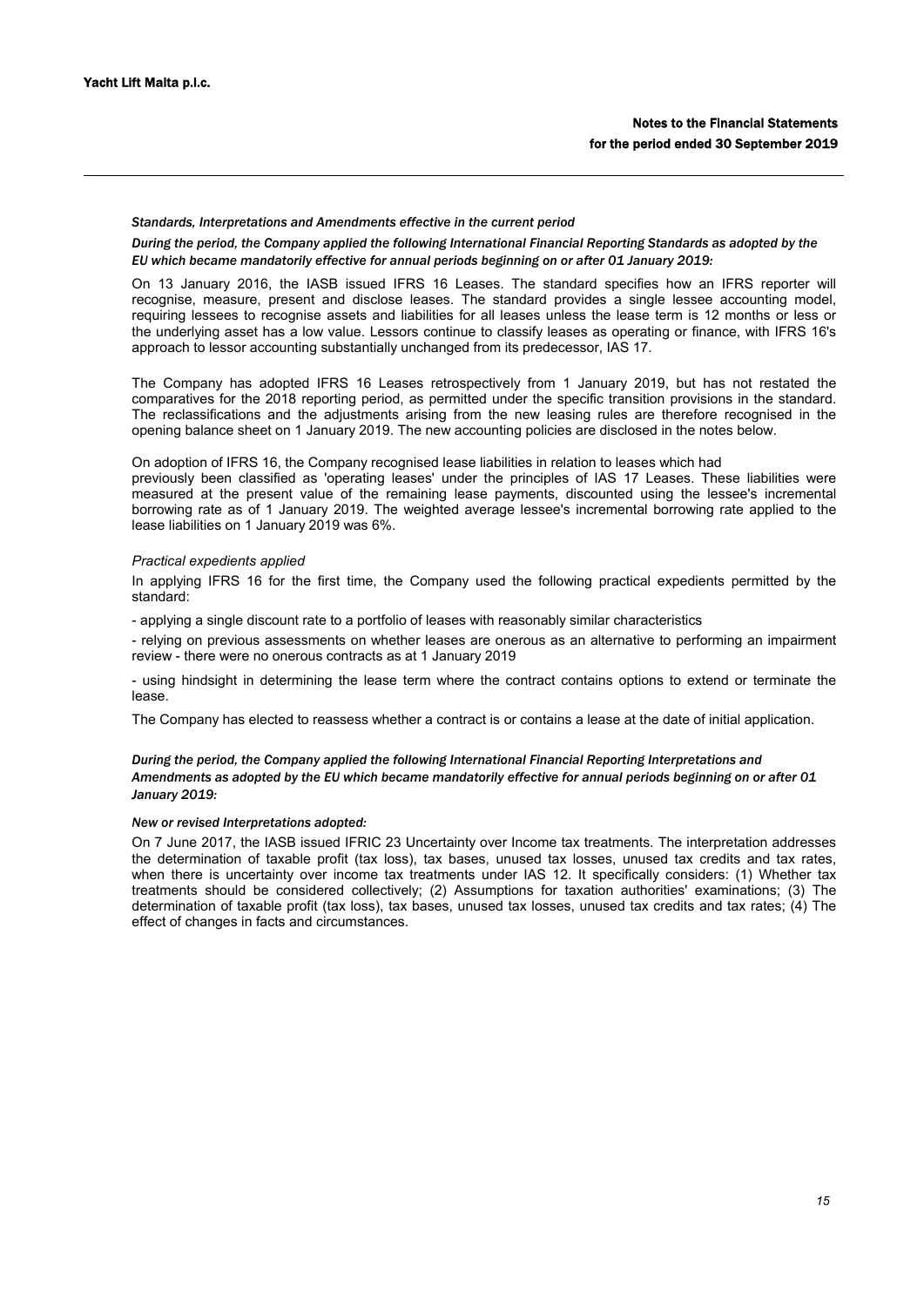### *Standards, Interpretations and Amendments effective in the current period*

***During the period, the Company applied the following International Financial Reporting Standards as adopted by the EU which became mandatorily effective for annual periods beginning on or after 01 January 2019:***

On 13 January 2016, the IASB issued IFRS 16 Leases. The standard specifies how an IFRS reporter will recognise, measure, present and disclose leases. The standard provides a single lessee accounting model, requiring lessees to recognise assets and liabilities for all leases unless the lease term is 12 months or less or the underlying asset has a low value. Lessors continue to classify leases as operating or finance, with IFRS 16's approach to lessor accounting substantially unchanged from its predecessor, IAS 17.

The Company has adopted IFRS 16 Leases retrospectively from 1 January 2019, but has not restated the comparatives for the 2018 reporting period, as permitted under the specific transition provisions in the standard. The reclassifications and the adjustments arising from the new leasing rules are therefore recognised in the opening balance sheet on 1 January 2019. The new accounting policies are disclosed in the notes below.

On adoption of IFRS 16, the Company recognised lease liabilities in relation to leases which had previously been classified as 'operating leases' under the principles of IAS 17 Leases. These liabilities were measured at the present value of the remaining lease payments, discounted using the lessee's incremental borrowing rate as of 1 January 2019. The weighted average lessee's incremental borrowing rate applied to the lease liabilities on 1 January 2019 was 6%.

*Practical expedients applied*

In applying IFRS 16 for the first time, the Company used the following practical expedients permitted by the standard:

- applying a single discount rate to a portfolio of leases with reasonably similar characteristics
- relying on previous assessments on whether leases are onerous as an alternative to performing an impairment review - there were no onerous contracts as at 1 January 2019
- using hindsight in determining the lease term where the contract contains options to extend or terminate the lease.

The Company has elected to reassess whether a contract is or contains a lease at the date of initial application.

***During the period, the Company applied the following International Financial Reporting Interpretations and Amendments as adopted by the EU which became mandatorily effective for annual periods beginning on or after 01 January 2019:***

***New or revised Interpretations adopted:***

On 7 June 2017, the IASB issued IFRIC 23 Uncertainty over Income tax treatments. The interpretation addresses the determination of taxable profit (tax loss), tax bases, unused tax losses, unused tax credits and tax rates, when there is uncertainty over income tax treatments under IAS 12. It specifically considers: (1) Whether tax treatments should be considered collectively; (2) Assumptions for taxation authorities' examinations; (3) The determination of taxable profit (tax loss), tax bases, unused tax losses, unused tax credits and tax rates; (4) The effect of changes in facts and circumstances.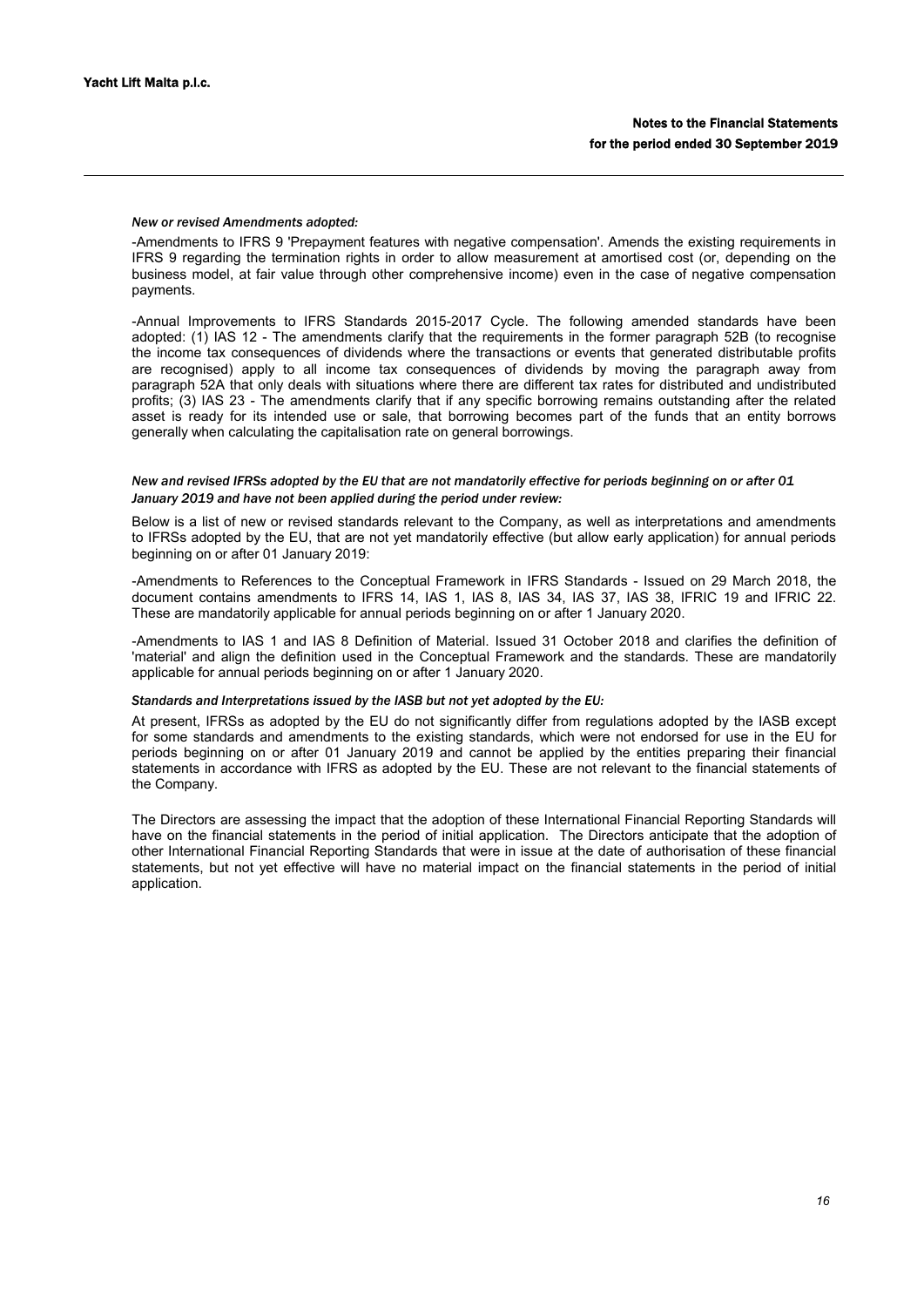*New or revised Amendments adopted:*

-Amendments to IFRS 9 'Prepayment features with negative compensation'. Amends the existing requirements in IFRS 9 regarding the termination rights in order to allow measurement at amortised cost (or, depending on the business model, at fair value through other comprehensive income) even in the case of negative compensation payments.

-Annual Improvements to IFRS Standards 2015-2017 Cycle. The following amended standards have been adopted: (1) IAS 12 - The amendments clarify that the requirements in the former paragraph 52B (to recognise the income tax consequences of dividends where the transactions or events that generated distributable profits are recognised) apply to all income tax consequences of dividends by moving the paragraph away from paragraph 52A that only deals with situations where there are different tax rates for distributed and undistributed profits; (3) IAS 23 - The amendments clarify that if any specific borrowing remains outstanding after the related asset is ready for its intended use or sale, that borrowing becomes part of the funds that an entity borrows generally when calculating the capitalisation rate on general borrowings.

*New and revised IFRSs adopted by the EU that are not mandatorily effective for periods beginning on or after 01 January 2019 and have not been applied during the period under review:*

Below is a list of new or revised standards relevant to the Company, as well as interpretations and amendments to IFRSs adopted by the EU, that are not yet mandatorily effective (but allow early application) for annual periods beginning on or after 01 January 2019:

-Amendments to References to the Conceptual Framework in IFRS Standards - Issued on 29 March 2018, the document contains amendments to IFRS 14, IAS 1, IAS 8, IAS 34, IAS 37, IAS 38, IFRIC 19 and IFRIC 22. These are mandatorily applicable for annual periods beginning on or after 1 January 2020.

-Amendments to IAS 1 and IAS 8 Definition of Material. Issued 31 October 2018 and clarifies the definition of 'material' and align the definition used in the Conceptual Framework and the standards. These are mandatorily applicable for annual periods beginning on or after 1 January 2020.

*Standards and Interpretations issued by the IASB but not yet adopted by the EU:*

At present, IFRSs as adopted by the EU do not significantly differ from regulations adopted by the IASB except for some standards and amendments to the existing standards, which were not endorsed for use in the EU for periods beginning on or after 01 January 2019 and cannot be applied by the entities preparing their financial statements in accordance with IFRS as adopted by the EU. These are not relevant to the financial statements of the Company.

The Directors are assessing the impact that the adoption of these International Financial Reporting Standards will have on the financial statements in the period of initial application. The Directors anticipate that the adoption of other International Financial Reporting Standards that were in issue at the date of authorisation of these financial statements, but not yet effective will have no material impact on the financial statements in the period of initial application.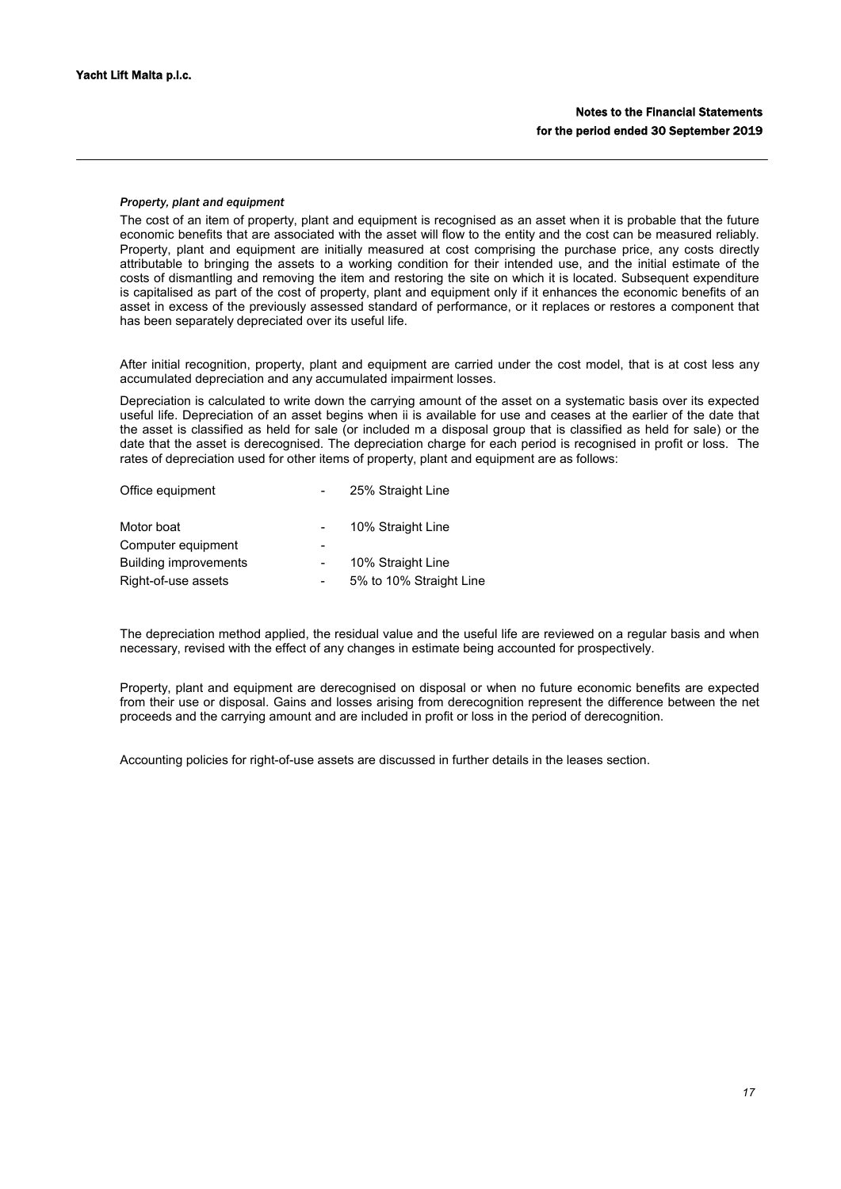*Property, plant and equipment*

The cost of an item of property, plant and equipment is recognised as an asset when it is probable that the future economic benefits that are associated with the asset will flow to the entity and the cost can be measured reliably. Property, plant and equipment are initially measured at cost comprising the purchase price, any costs directly attributable to bringing the assets to a working condition for their intended use, and the initial estimate of the costs of dismantling and removing the item and restoring the site on which it is located. Subsequent expenditure is capitalised as part of the cost of property, plant and equipment only if it enhances the economic benefits of an asset in excess of the previously assessed standard of performance, or it replaces or restores a component that has been separately depreciated over its useful life.

After initial recognition, property, plant and equipment are carried under the cost model, that is at cost less any accumulated depreciation and any accumulated impairment losses.

Depreciation is calculated to write down the carrying amount of the asset on a systematic basis over its expected useful life. Depreciation of an asset begins when ii is available for use and ceases at the earlier of the date that the asset is classified as held for sale (or included m a disposal group that is classified as held for sale) or the date that the asset is derecognised. The depreciation charge for each period is recognised in profit or loss. The rates of depreciation used for other items of property, plant and equipment are as follows:

| | | |
|---|---|---|
| Office equipment | - | 25% Straight Line |
| Motor boat | - | 10% Straight Line |
| Computer equipment | - | |
| Building improvements | - | 10% Straight Line |
| Right-of-use assets | - | 5% to 10% Straight Line |

The depreciation method applied, the residual value and the useful life are reviewed on a regular basis and when necessary, revised with the effect of any changes in estimate being accounted for prospectively.

Property, plant and equipment are derecognised on disposal or when no future economic benefits are expected from their use or disposal. Gains and losses arising from derecognition represent the difference between the net proceeds and the carrying amount and are included in profit or loss in the period of derecognition.

Accounting policies for right-of-use assets are discussed in further details in the leases section.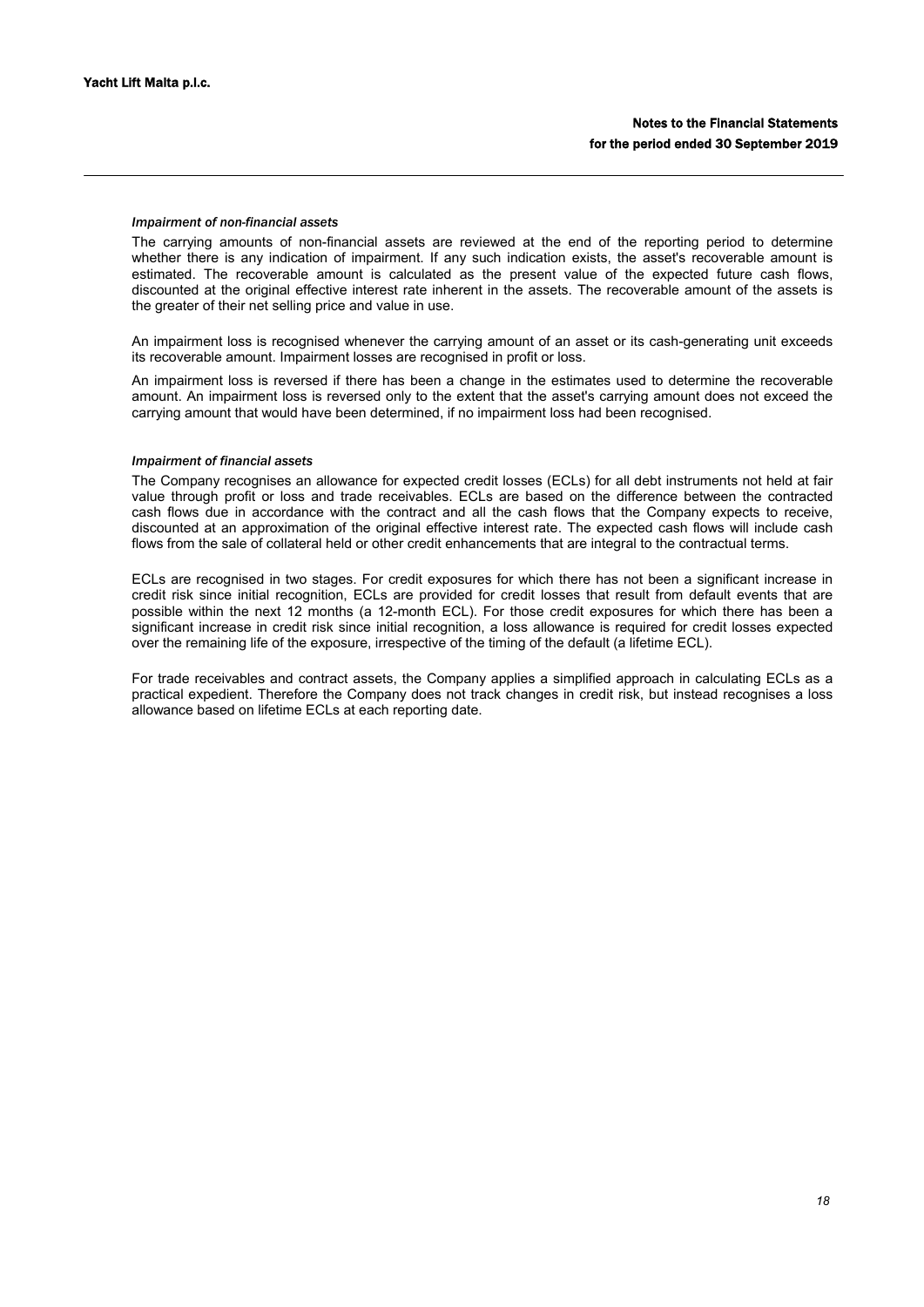***Impairment of non-financial assets***

The carrying amounts of non-financial assets are reviewed at the end of the reporting period to determine whether there is any indication of impairment. If any such indication exists, the asset's recoverable amount is estimated. The recoverable amount is calculated as the present value of the expected future cash flows, discounted at the original effective interest rate inherent in the assets. The recoverable amount of the assets is the greater of their net selling price and value in use.

An impairment loss is recognised whenever the carrying amount of an asset or its cash-generating unit exceeds its recoverable amount. Impairment losses are recognised in profit or loss.

An impairment loss is reversed if there has been a change in the estimates used to determine the recoverable amount. An impairment loss is reversed only to the extent that the asset's carrying amount does not exceed the carrying amount that would have been determined, if no impairment loss had been recognised.

***Impairment of financial assets***

The Company recognises an allowance for expected credit losses (ECLs) for all debt instruments not held at fair value through profit or loss and trade receivables. ECLs are based on the difference between the contracted cash flows due in accordance with the contract and all the cash flows that the Company expects to receive, discounted at an approximation of the original effective interest rate. The expected cash flows will include cash flows from the sale of collateral held or other credit enhancements that are integral to the contractual terms.

ECLs are recognised in two stages. For credit exposures for which there has not been a significant increase in credit risk since initial recognition, ECLs are provided for credit losses that result from default events that are possible within the next 12 months (a 12-month ECL). For those credit exposures for which there has been a significant increase in credit risk since initial recognition, a loss allowance is required for credit losses expected over the remaining life of the exposure, irrespective of the timing of the default (a lifetime ECL).

For trade receivables and contract assets, the Company applies a simplified approach in calculating ECLs as a practical expedient. Therefore the Company does not track changes in credit risk, but instead recognises a loss allowance based on lifetime ECLs at each reporting date.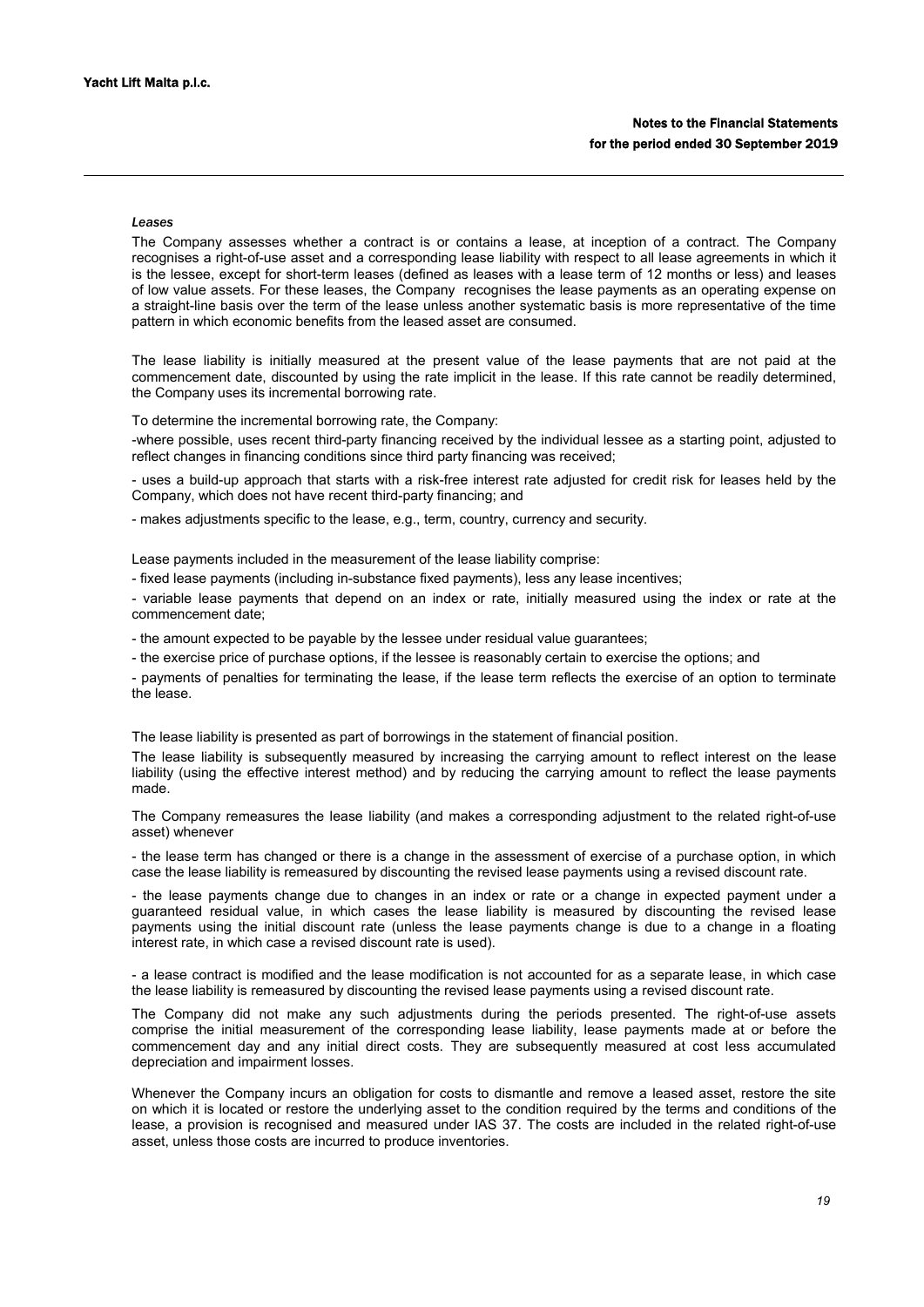### *Leases*

The Company assesses whether a contract is or contains a lease, at inception of a contract. The Company recognises a right-of-use asset and a corresponding lease liability with respect to all lease agreements in which it is the lessee, except for short-term leases (defined as leases with a lease term of 12 months or less) and leases of low value assets. For these leases, the Company recognises the lease payments as an operating expense on a straight-line basis over the term of the lease unless another systematic basis is more representative of the time pattern in which economic benefits from the leased asset are consumed.

The lease liability is initially measured at the present value of the lease payments that are not paid at the commencement date, discounted by using the rate implicit in the lease. If this rate cannot be readily determined, the Company uses its incremental borrowing rate.

To determine the incremental borrowing rate, the Company:

-where possible, uses recent third-party financing received by the individual lessee as a starting point, adjusted to reflect changes in financing conditions since third party financing was received;

- uses a build-up approach that starts with a risk-free interest rate adjusted for credit risk for leases held by the Company, which does not have recent third-party financing; and

- makes adjustments specific to the lease, e.g., term, country, currency and security.

Lease payments included in the measurement of the lease liability comprise:

- fixed lease payments (including in-substance fixed payments), less any lease incentives;

- variable lease payments that depend on an index or rate, initially measured using the index or rate at the commencement date;

- the amount expected to be payable by the lessee under residual value guarantees;

- the exercise price of purchase options, if the lessee is reasonably certain to exercise the options; and

- payments of penalties for terminating the lease, if the lease term reflects the exercise of an option to terminate the lease.

The lease liability is presented as part of borrowings in the statement of financial position.

The lease liability is subsequently measured by increasing the carrying amount to reflect interest on the lease liability (using the effective interest method) and by reducing the carrying amount to reflect the lease payments made.

The Company remeasures the lease liability (and makes a corresponding adjustment to the related right-of-use asset) whenever

- the lease term has changed or there is a change in the assessment of exercise of a purchase option, in which case the lease liability is remeasured by discounting the revised lease payments using a revised discount rate.

- the lease payments change due to changes in an index or rate or a change in expected payment under a guaranteed residual value, in which cases the lease liability is measured by discounting the revised lease payments using the initial discount rate (unless the lease payments change is due to a change in a floating interest rate, in which case a revised discount rate is used).

- a lease contract is modified and the lease modification is not accounted for as a separate lease, in which case the lease liability is remeasured by discounting the revised lease payments using a revised discount rate.

The Company did not make any such adjustments during the periods presented. The right-of-use assets comprise the initial measurement of the corresponding lease liability, lease payments made at or before the commencement day and any initial direct costs. They are subsequently measured at cost less accumulated depreciation and impairment losses.

Whenever the Company incurs an obligation for costs to dismantle and remove a leased asset, restore the site on which it is located or restore the underlying asset to the condition required by the terms and conditions of the lease, a provision is recognised and measured under IAS 37. The costs are included in the related right-of-use asset, unless those costs are incurred to produce inventories.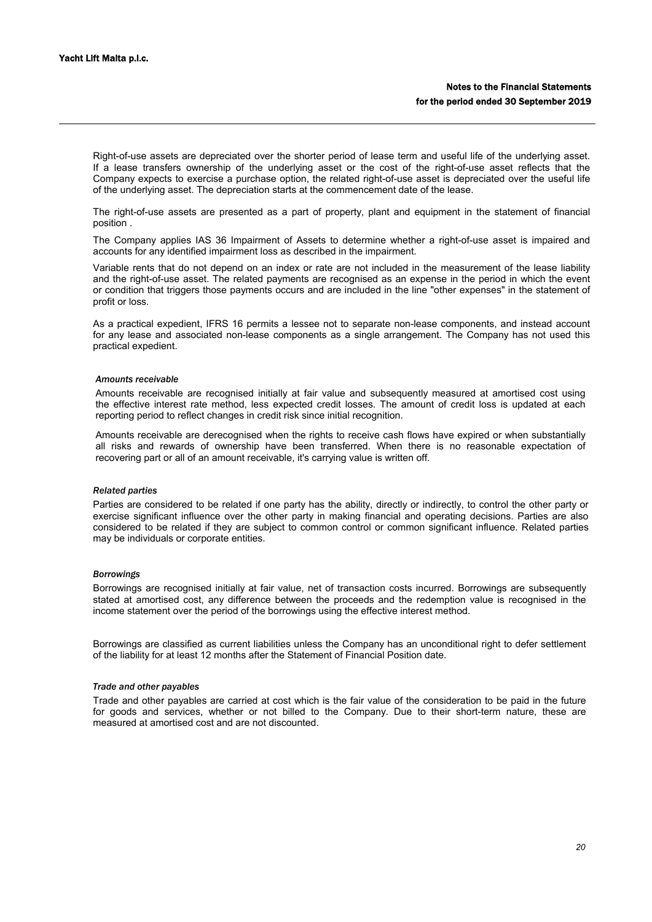Right-of-use assets are depreciated over the shorter period of lease term and useful life of the underlying asset. If a lease transfers ownership of the underlying asset or the cost of the right-of-use asset reflects that the Company expects to exercise a purchase option, the related right-of-use asset is depreciated over the useful life of the underlying asset. The depreciation starts at the commencement date of the lease.

The right-of-use assets are presented as a part of property, plant and equipment in the statement of financial position .

The Company applies IAS 36 Impairment of Assets to determine whether a right-of-use asset is impaired and accounts for any identified impairment loss as described in the impairment.

Variable rents that do not depend on an index or rate are not included in the measurement of the lease liability and the right-of-use asset. The related payments are recognised as an expense in the period in which the event or condition that triggers those payments occurs and are included in the line "other expenses" in the statement of profit or loss.

As a practical expedient, IFRS 16 permits a lessee not to separate non-lease components, and instead account for any lease and associated non-lease components as a single arrangement. The Company has not used this practical expedient.

#### *Amounts receivable*

Amounts receivable are recognised initially at fair value and subsequently measured at amortised cost using the effective interest rate method, less expected credit losses. The amount of credit loss is updated at each reporting period to reflect changes in credit risk since initial recognition.

Amounts receivable are derecognised when the rights to receive cash flows have expired or when substantially all risks and rewards of ownership have been transferred. When there is no reasonable expectation of recovering part or all of an amount receivable, it's carrying value is written off.

#### *Related parties*

Parties are considered to be related if one party has the ability, directly or indirectly, to control the other party or exercise significant influence over the other party in making financial and operating decisions. Parties are also considered to be related if they are subject to common control or common significant influence. Related parties may be individuals or corporate entities.

#### *Borrowings*

Borrowings are recognised initially at fair value, net of transaction costs incurred. Borrowings are subsequently stated at amortised cost, any difference between the proceeds and the redemption value is recognised in the income statement over the period of the borrowings using the effective interest method.

Borrowings are classified as current liabilities unless the Company has an unconditional right to defer settlement of the liability for at least 12 months after the Statement of Financial Position date.

#### *Trade and other payables*

Trade and other payables are carried at cost which is the fair value of the consideration to be paid in the future for goods and services, whether or not billed to the Company. Due to their short-term nature, these are measured at amortised cost and are not discounted.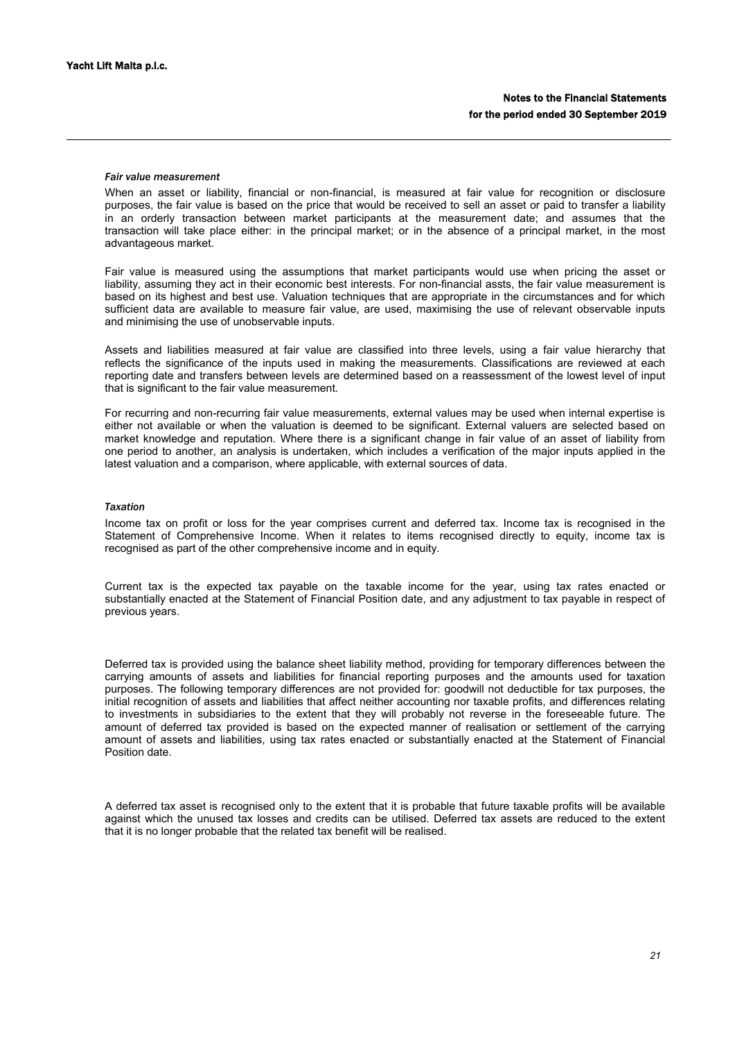#### *Fair value measurement*

When an asset or liability, financial or non-financial, is measured at fair value for recognition or disclosure purposes, the fair value is based on the price that would be received to sell an asset or paid to transfer a liability in an orderly transaction between market participants at the measurement date; and assumes that the transaction will take place either: in the principal market; or in the absence of a principal market, in the most advantageous market.

Fair value is measured using the assumptions that market participants would use when pricing the asset or liability, assuming they act in their economic best interests. For non-financial assts, the fair value measurement is based on its highest and best use. Valuation techniques that are appropriate in the circumstances and for which sufficient data are available to measure fair value, are used, maximising the use of relevant observable inputs and minimising the use of unobservable inputs.

Assets and liabilities measured at fair value are classified into three levels, using a fair value hierarchy that reflects the significance of the inputs used in making the measurements. Classifications are reviewed at each reporting date and transfers between levels are determined based on a reassessment of the lowest level of input that is significant to the fair value measurement.

For recurring and non-recurring fair value measurements, external values may be used when internal expertise is either not available or when the valuation is deemed to be significant. External valuers are selected based on market knowledge and reputation. Where there is a significant change in fair value of an asset of liability from one period to another, an analysis is undertaken, which includes a verification of the major inputs applied in the latest valuation and a comparison, where applicable, with external sources of data.

#### *Taxation*

Income tax on profit or loss for the year comprises current and deferred tax. Income tax is recognised in the Statement of Comprehensive Income. When it relates to items recognised directly to equity, income tax is recognised as part of the other comprehensive income and in equity.

Current tax is the expected tax payable on the taxable income for the year, using tax rates enacted or substantially enacted at the Statement of Financial Position date, and any adjustment to tax payable in respect of previous years.

Deferred tax is provided using the balance sheet liability method, providing for temporary differences between the carrying amounts of assets and liabilities for financial reporting purposes and the amounts used for taxation purposes. The following temporary differences are not provided for: goodwill not deductible for tax purposes, the initial recognition of assets and liabilities that affect neither accounting nor taxable profits, and differences relating to investments in subsidiaries to the extent that they will probably not reverse in the foreseeable future. The amount of deferred tax provided is based on the expected manner of realisation or settlement of the carrying amount of assets and liabilities, using tax rates enacted or substantially enacted at the Statement of Financial Position date.

A deferred tax asset is recognised only to the extent that it is probable that future taxable profits will be available against which the unused tax losses and credits can be utilised. Deferred tax assets are reduced to the extent that it is no longer probable that the related tax benefit will be realised.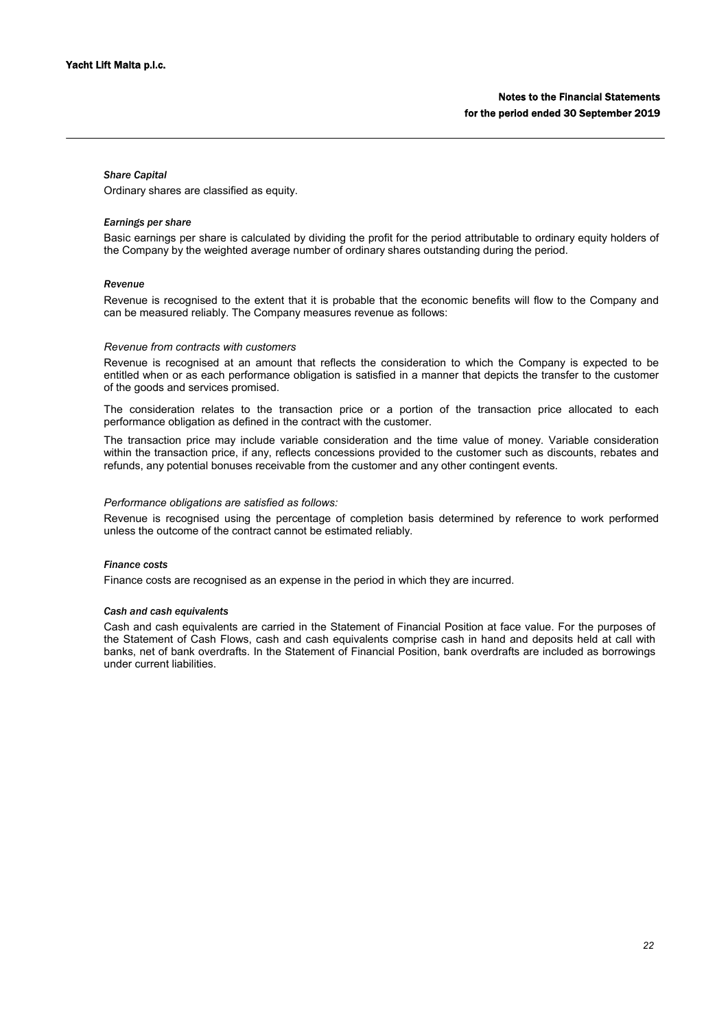*Share Capital*

Ordinary shares are classified as equity.

*Earnings per share*

Basic earnings per share is calculated by dividing the profit for the period attributable to ordinary equity holders of the Company by the weighted average number of ordinary shares outstanding during the period.

*Revenue*

Revenue is recognised to the extent that it is probable that the economic benefits will flow to the Company and can be measured reliably. The Company measures revenue as follows:

*Revenue from contracts with customers*

Revenue is recognised at an amount that reflects the consideration to which the Company is expected to be entitled when or as each performance obligation is satisfied in a manner that depicts the transfer to the customer of the goods and services promised.

The consideration relates to the transaction price or a portion of the transaction price allocated to each performance obligation as defined in the contract with the customer.

The transaction price may include variable consideration and the time value of money. Variable consideration within the transaction price, if any, reflects concessions provided to the customer such as discounts, rebates and refunds, any potential bonuses receivable from the customer and any other contingent events.

*Performance obligations are satisfied as follows:*

Revenue is recognised using the percentage of completion basis determined by reference to work performed unless the outcome of the contract cannot be estimated reliably.

*Finance costs*

Finance costs are recognised as an expense in the period in which they are incurred.

*Cash and cash equivalents*

Cash and cash equivalents are carried in the Statement of Financial Position at face value. For the purposes of the Statement of Cash Flows, cash and cash equivalents comprise cash in hand and deposits held at call with banks, net of bank overdrafts. In the Statement of Financial Position, bank overdrafts are included as borrowings under current liabilities.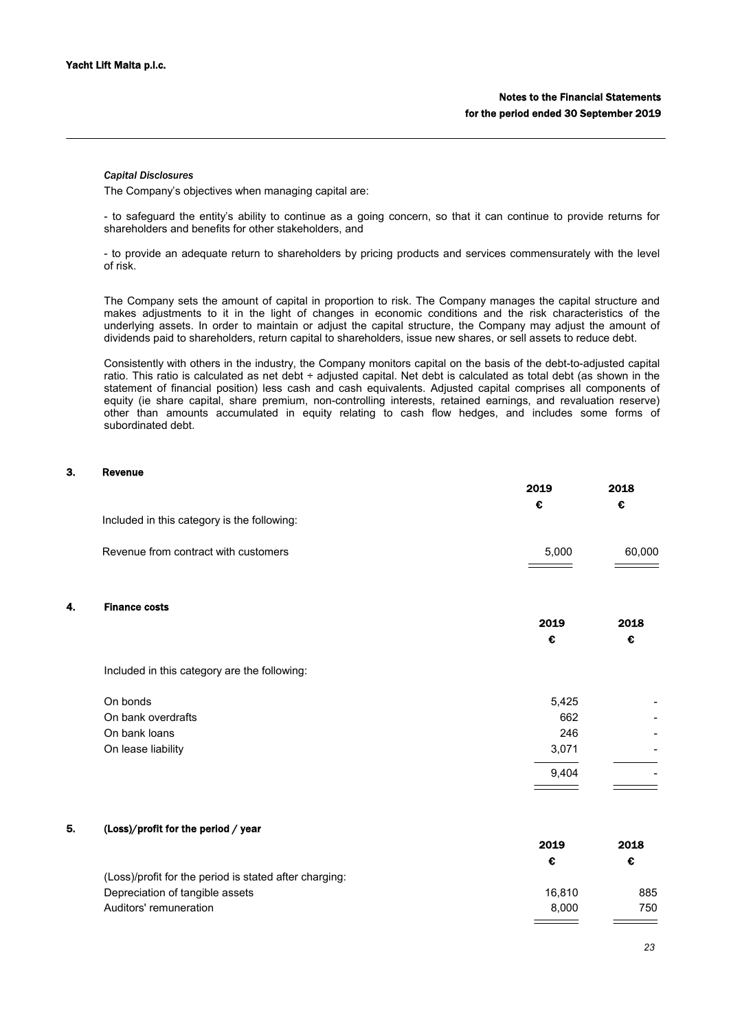### *Capital Disclosures*

The Company's objectives when managing capital are:

- to safeguard the entity's ability to continue as a going concern, so that it can continue to provide returns for shareholders and benefits for other stakeholders, and

- to provide an adequate return to shareholders by pricing products and services commensurately with the level of risk.

The Company sets the amount of capital in proportion to risk. The Company manages the capital structure and makes adjustments to it in the light of changes in economic conditions and the risk characteristics of the underlying assets. In order to maintain or adjust the capital structure, the Company may adjust the amount of dividends paid to shareholders, return capital to shareholders, issue new shares, or sell assets to reduce debt.

Consistently with others in the industry, the Company monitors capital on the basis of the debt-to-adjusted capital ratio. This ratio is calculated as net debt ÷ adjusted capital. Net debt is calculated as total debt (as shown in the statement of financial position) less cash and cash equivalents. Adjusted capital comprises all components of equity (ie share capital, share premium, non-controlling interests, retained earnings, and revaluation reserve) other than amounts accumulated in equity relating to cash flow hedges, and includes some forms of subordinated debt.

## 3. Revenue

| | 2019 | 2018 |
|---|---|---|
| | € | € |
| Included in this category is the following: | | |
| Revenue from contract with customers | 5,000 | 60,000 |

## 4. Finance costs

| | 2019 | 2018 |
|---|---|---|
| | € | € |
| Included in this category are the following: | | |
| On bonds | 5,425 | - |
| On bank overdrafts | 662 | - |
| On bank loans | 246 | - |
| On lease liability | 3,071 | - |
| | 9,404 | - |

## 5. (Loss)/profit for the period / year

| | 2019 | 2018 |
|---|---|---|
| | € | € |
| (Loss)/profit for the period is stated after charging: | | |
| Depreciation of tangible assets | 16,810 | 885 |
| Auditors' remuneration | 8,000 | 750 |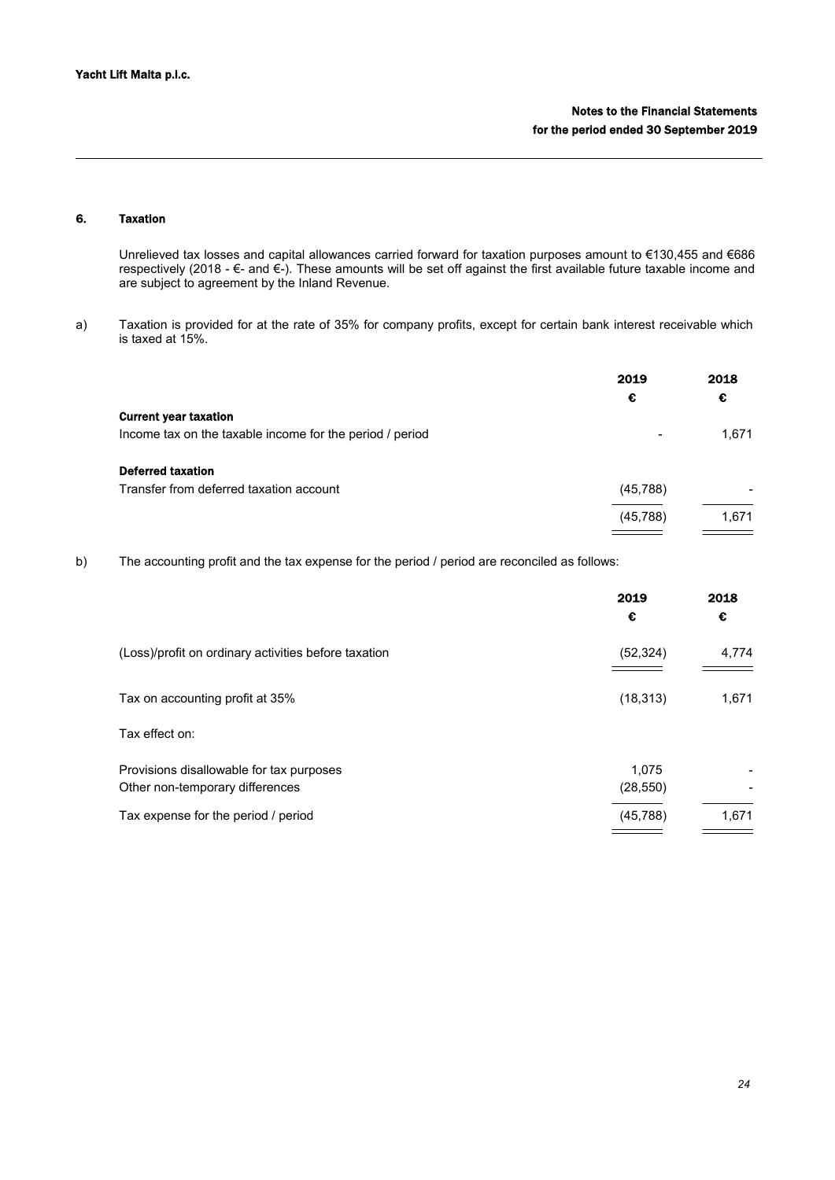## 6. Taxation

Unrelieved tax losses and capital allowances carried forward for taxation purposes amount to €130,455 and €686 respectively (2018 - €- and €-). These amounts will be set off against the first available future taxable income and are subject to agreement by the Inland Revenue.

a) Taxation is provided for at the rate of 35% for company profits, except for certain bank interest receivable which is taxed at 15%.

| | 2019 | 2018 |
|---|---|---|
| | € | € |
| **Current year taxation** | | |
| Income tax on the taxable income for the period / period | - | 1,671 |
| **Deferred taxation** | | |
| Transfer from deferred taxation account | (45,788) | - |
| | (45,788) | 1,671 |

b) The accounting profit and the tax expense for the period / period are reconciled as follows:

| | 2019 | 2018 |
|---|---|---|
| | € | € |
| (Loss)/profit on ordinary activities before taxation | (52,324) | 4,774 |
| Tax on accounting profit at 35% | (18,313) | 1,671 |
| Tax effect on: | | |
| Provisions disallowable for tax purposes | 1,075 | - |
| Other non-temporary differences | (28,550) | - |
| Tax expense for the period / period | (45,788) | 1,671 |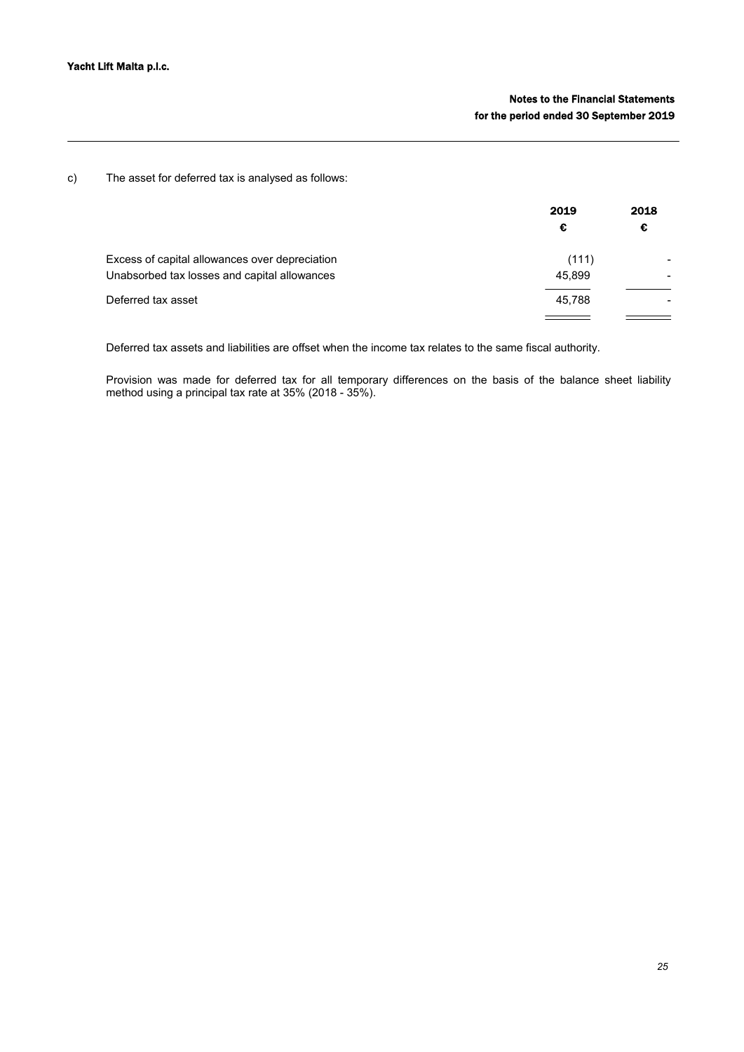c) The asset for deferred tax is analysed as follows:

| | 2019 € | 2018 € |
|---|---|---|
| Excess of capital allowances over depreciation | (111) | - |
| Unabsorbed tax losses and capital allowances | 45,899 | - |
| Deferred tax asset | 45,788 | - |

Deferred tax assets and liabilities are offset when the income tax relates to the same fiscal authority.

Provision was made for deferred tax for all temporary differences on the basis of the balance sheet liability method using a principal tax rate at 35% (2018 - 35%).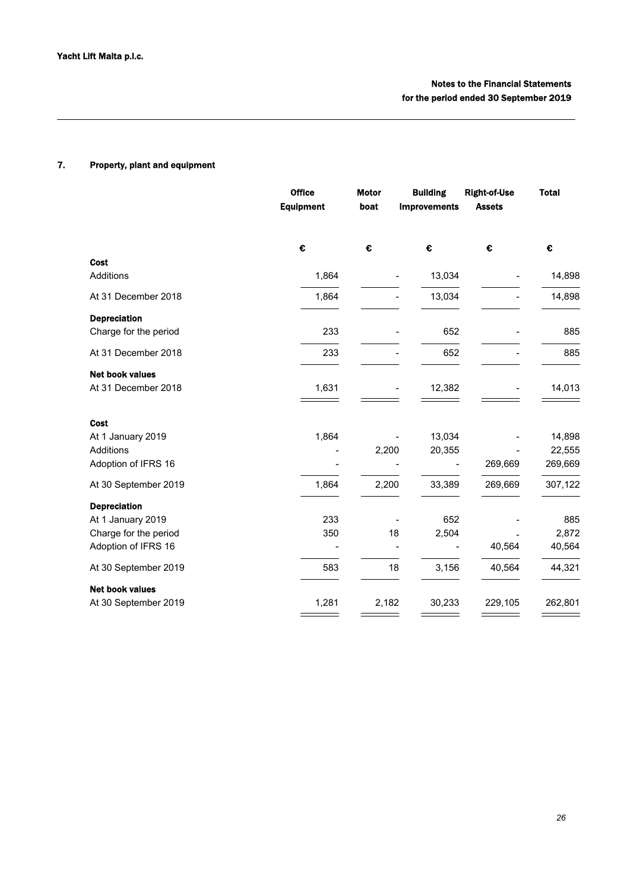## 7. Property, plant and equipment

| | Office Equipment | Motor boat | Building Improvements | Right-of-Use Assets | Total |
|---|---|---|---|---|---|
| | € | € | € | € | € |
| **Cost** | | | | | |
| Additions | 1,864 | - | 13,034 | - | 14,898 |
| At 31 December 2018 | 1,864 | - | 13,034 | - | 14,898 |
| **Depreciation** | | | | | |
| Charge for the period | 233 | - | 652 | - | 885 |
| At 31 December 2018 | 233 | - | 652 | - | 885 |
| **Net book values** | | | | | |
| At 31 December 2018 | 1,631 | - | 12,382 | - | 14,013 |
| | | | | | |
| **Cost** | | | | | |
| At 1 January 2019 | 1,864 | - | 13,034 | - | 14,898 |
| Additions | - | 2,200 | 20,355 | - | 22,555 |
| Adoption of IFRS 16 | - | - | - | 269,669 | 269,669 |
| At 30 September 2019 | 1,864 | 2,200 | 33,389 | 269,669 | 307,122 |
| **Depreciation** | | | | | |
| At 1 January 2019 | 233 | - | 652 | - | 885 |
| Charge for the period | 350 | 18 | 2,504 | - | 2,872 |
| Adoption of IFRS 16 | - | - | - | 40,564 | 40,564 |
| At 30 September 2019 | 583 | 18 | 3,156 | 40,564 | 44,321 |
| **Net book values** | | | | | |
| At 30 September 2019 | 1,281 | 2,182 | 30,233 | 229,105 | 262,801 |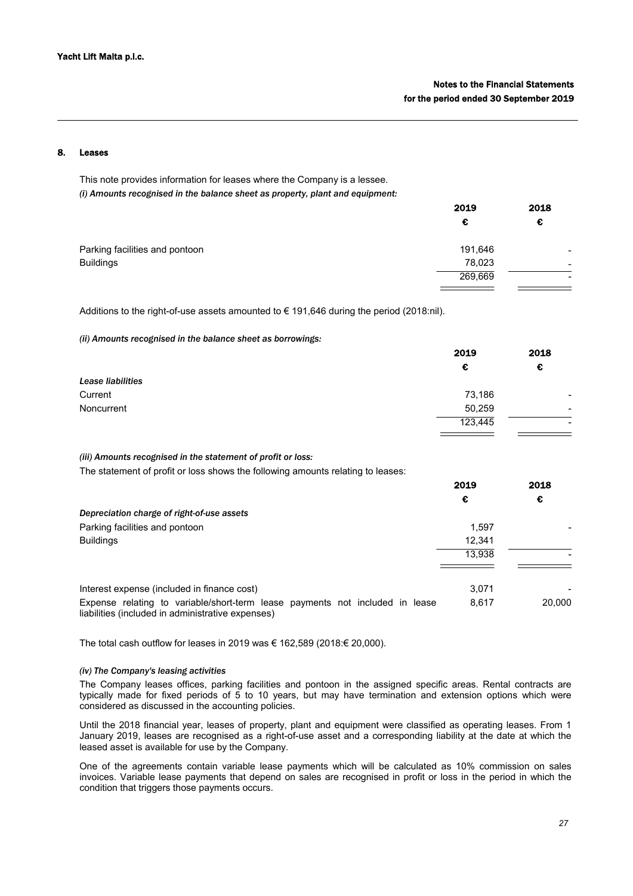## 8. Leases

This note provides information for leases where the Company is a lessee.

*(i) Amounts recognised in the balance sheet as property, plant and equipment:*

| | 2019 | 2018 |
|---|---|---|
| | € | € |
| Parking facilities and pontoon | 191,646 | - |
| Buildings | 78,023 | - |
| | 269,669 | - |

Additions to the right-of-use assets amounted to € 191,646 during the period (2018:nil).

*(ii) Amounts recognised in the balance sheet as borrowings:*

| | 2019 | 2018 |
|---|---|---|
| | € | € |
| *Lease liabilities* | | |
| Current | 73,186 | - |
| Noncurrent | 50,259 | - |
| | 123,445 | - |

*(iii) Amounts recognised in the statement of profit or loss:*

The statement of profit or loss shows the following amounts relating to leases:

| | 2019 | 2018 |
|---|---|---|
| | € | € |
| *Depreciation charge of right-of-use assets* | | |
| Parking facilities and pontoon | 1,597 | - |
| Buildings | 12,341 | |
| | 13,938 | - |
| | | |
| Interest expense (included in finance cost) | 3,071 | - |
| Expense relating to variable/short-term lease payments not included in lease liabilities (included in administrative expenses) | 8,617 | 20,000 |

The total cash outflow for leases in 2019 was € 162,589 (2018:€ 20,000).

*(iv) The Company's leasing activities*

The Company leases offices, parking facilities and pontoon in the assigned specific areas. Rental contracts are typically made for fixed periods of 5 to 10 years, but may have termination and extension options which were considered as discussed in the accounting policies.

Until the 2018 financial year, leases of property, plant and equipment were classified as operating leases. From 1 January 2019, leases are recognised as a right-of-use asset and a corresponding liability at the date at which the leased asset is available for use by the Company.

One of the agreements contain variable lease payments which will be calculated as 10% commission on sales invoices. Variable lease payments that depend on sales are recognised in profit or loss in the period in which the condition that triggers those payments occurs.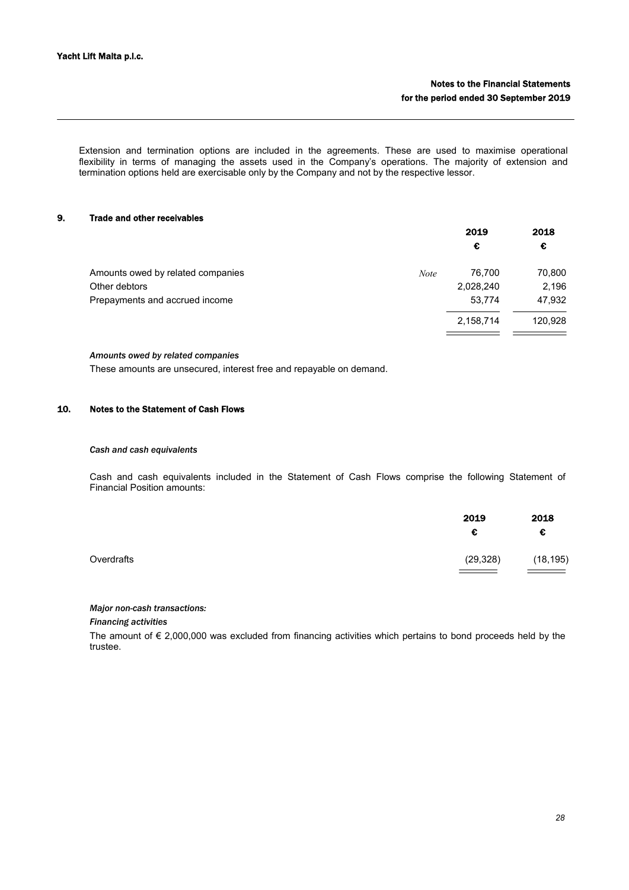Extension and termination options are included in the agreements. These are used to maximise operational flexibility in terms of managing the assets used in the Company's operations. The majority of extension and termination options held are exercisable only by the Company and not by the respective lessor.

## 9. Trade and other receivables

| | | 2019 | 2018 |
|---|---|---|---|
| | | € | € |
| Amounts owed by related companies | *Note* | 76,700 | 70,800 |
| Other debtors | | 2,028,240 | 2,196 |
| Prepayments and accrued income | | 53,774 | 47,932 |
| | | 2,158,714 | 120,928 |

***Amounts owed by related companies***

These amounts are unsecured, interest free and repayable on demand.

## 10. Notes to the Statement of Cash Flows

***Cash and cash equivalents***

Cash and cash equivalents included in the Statement of Cash Flows comprise the following Statement of Financial Position amounts:

| | 2019 | 2018 |
|---|---|---|
| | € | € |
| Overdrafts | (29,328) | (18,195) |

***Major non-cash transactions:***

***Financing activities***

The amount of € 2,000,000 was excluded from financing activities which pertains to bond proceeds held by the trustee.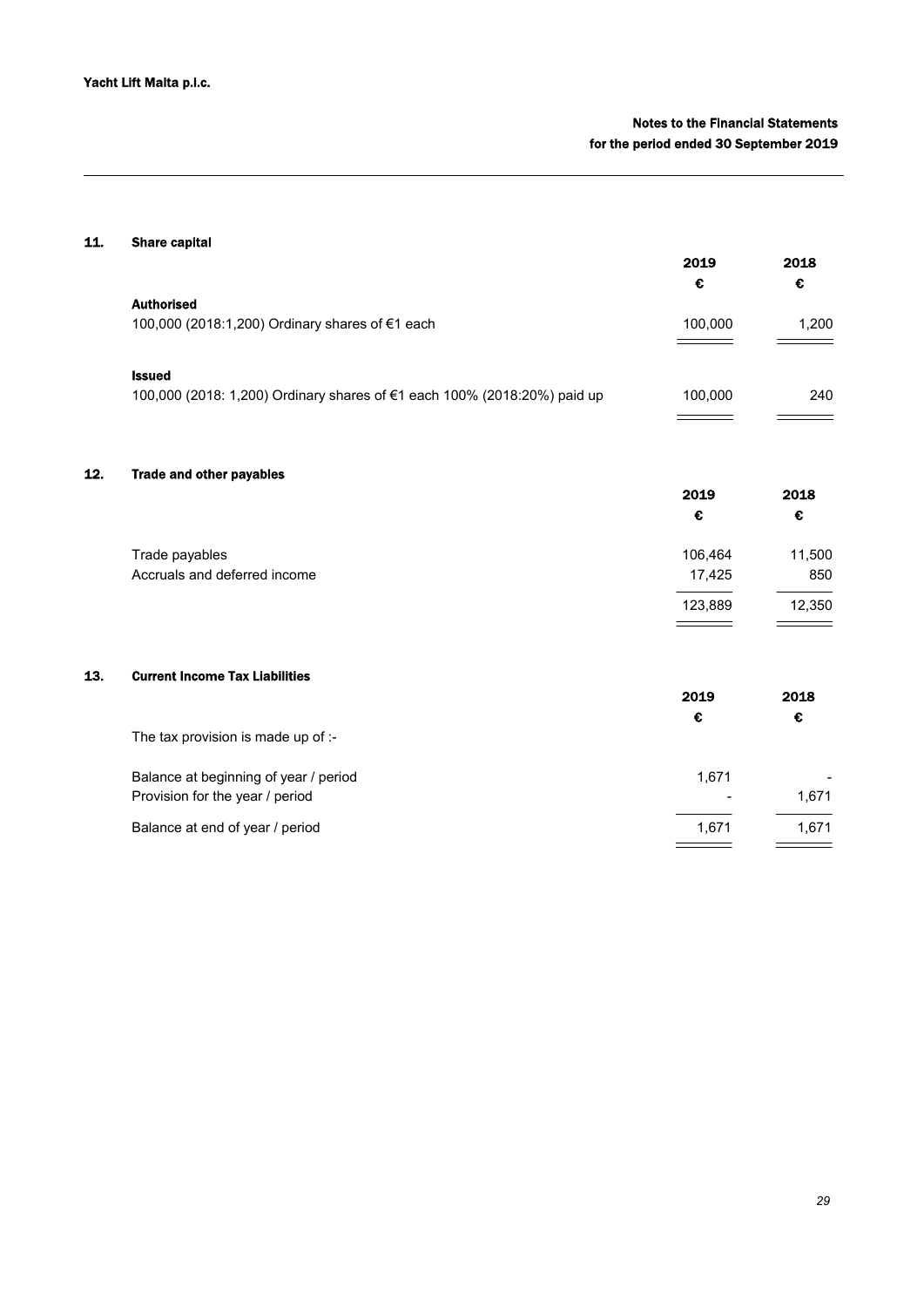## 11. Share capital

| | 2019 | 2018 |
|---|---|---|
| | € | € |
| **Authorised** | | |
| 100,000 (2018:1,200) Ordinary shares of €1 each | 100,000 | 1,200 |
| **Issued** | | |
| 100,000 (2018: 1,200) Ordinary shares of €1 each 100% (2018:20%) paid up | 100,000 | 240 |

## 12. Trade and other payables

| | 2019 | 2018 |
|---|---|---|
| | € | € |
| Trade payables | 106,464 | 11,500 |
| Accruals and deferred income | 17,425 | 850 |
| | 123,889 | 12,350 |

## 13. Current Income Tax Liabilities

| | 2019 | 2018 |
|---|---|---|
| | € | € |
| The tax provision is made up of :- | | |
| Balance at beginning of year / period | 1,671 | - |
| Provision for the year / period | - | 1,671 |
| Balance at end of year / period | 1,671 | 1,671 |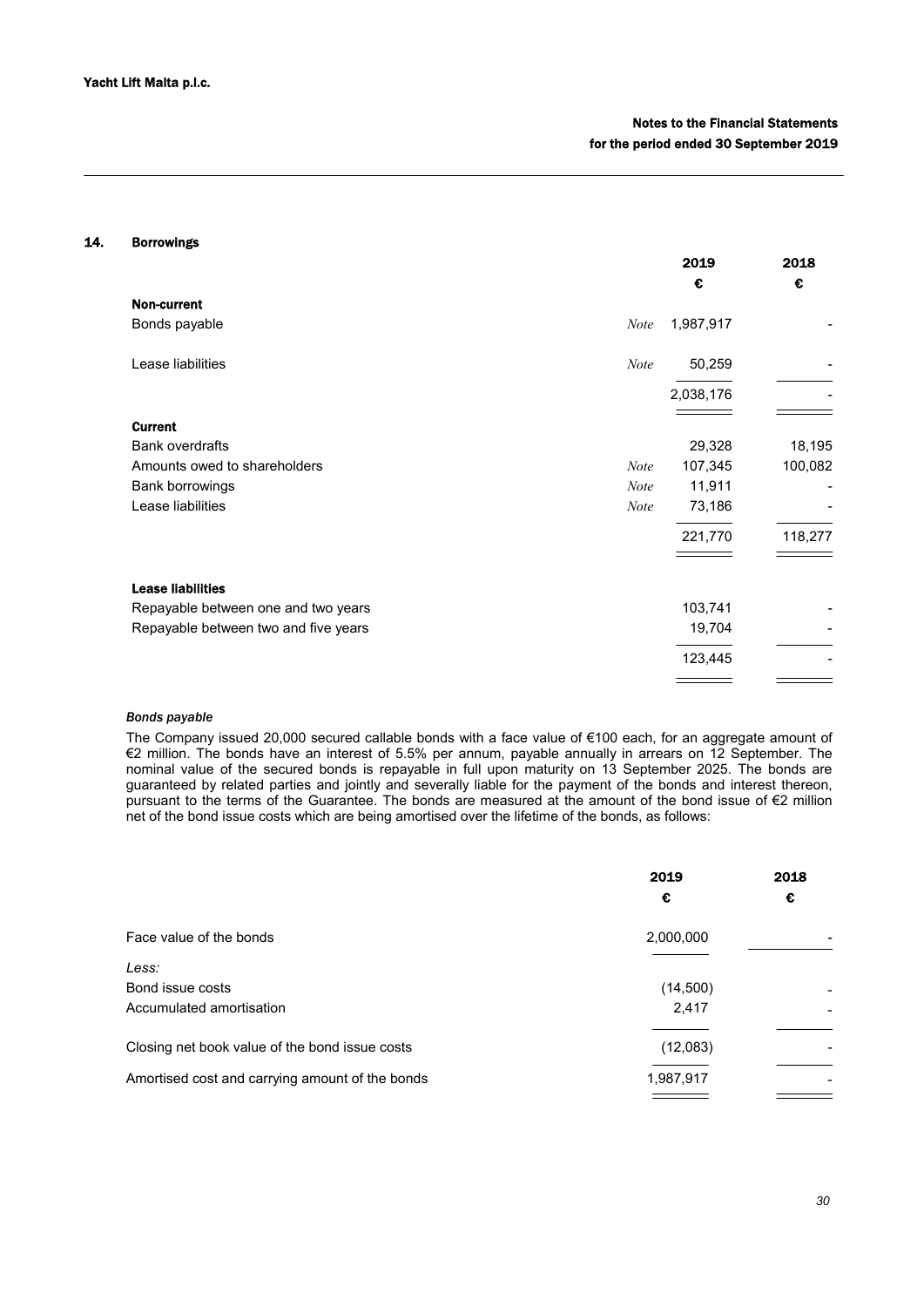## 14. Borrowings

| | | 2019 | 2018 |
|---|---|---|---|
| | | € | € |
| **Non-current** | | | |
| Bonds payable | *Note* | 1,987,917 | - |
| Lease liabilities | *Note* | 50,259 | - |
| | | 2,038,176 | - |
| **Current** | | | |
| Bank overdrafts | | 29,328 | 18,195 |
| Amounts owed to shareholders | *Note* | 107,345 | 100,082 |
| Bank borrowings | *Note* | 11,911 | - |
| Lease liabilities | *Note* | 73,186 | - |
| | | 221,770 | 118,277 |
| **Lease liabilities** | | | |
| Repayable between one and two years | | 103,741 | - |
| Repayable between two and five years | | 19,704 | - |
| | | 123,445 | - |

***Bonds payable***

The Company issued 20,000 secured callable bonds with a face value of €100 each, for an aggregate amount of €2 million. The bonds have an interest of 5.5% per annum, payable annually in arrears on 12 September. The nominal value of the secured bonds is repayable in full upon maturity on 13 September 2025. The bonds are guaranteed by related parties and jointly and severally liable for the payment of the bonds and interest thereon, pursuant to the terms of the Guarantee. The bonds are measured at the amount of the bond issue of €2 million net of the bond issue costs which are being amortised over the lifetime of the bonds, as follows:

| | 2019 | 2018 |
|---|---|---|
| | € | € |
| Face value of the bonds | 2,000,000 | - |
| *Less:* | | |
| Bond issue costs | (14,500) | - |
| Accumulated amortisation | 2,417 | - |
| Closing net book value of the bond issue costs | (12,083) | - |
| Amortised cost and carrying amount of the bonds | 1,987,917 | - |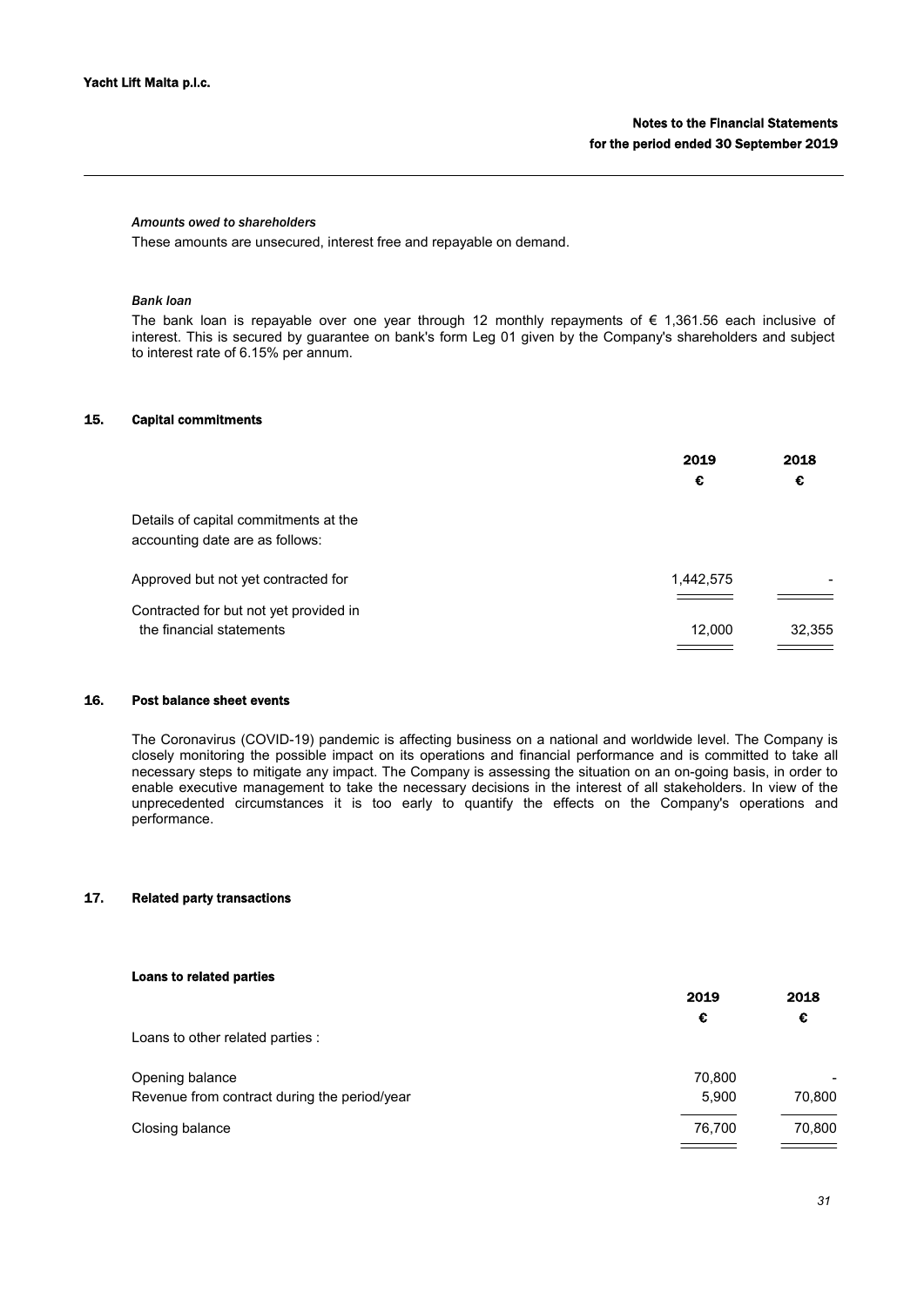***Amounts owed to shareholders***

These amounts are unsecured, interest free and repayable on demand.

***Bank loan***

The bank loan is repayable over one year through 12 monthly repayments of € 1,361.56 each inclusive of interest. This is secured by guarantee on bank's form Leg 01 given by the Company's shareholders and subject to interest rate of 6.15% per annum.

## 15. Capital commitments

| | 2019 | 2018 |
|---|---|---|
| | € | € |
| Details of capital commitments at the accounting date are as follows: | | |
| Approved but not yet contracted for | 1,442,575 | - |
| Contracted for but not yet provided in the financial statements | 12,000 | 32,355 |

## 16. Post balance sheet events

The Coronavirus (COVID-19) pandemic is affecting business on a national and worldwide level. The Company is closely monitoring the possible impact on its operations and financial performance and is committed to take all necessary steps to mitigate any impact. The Company is assessing the situation on an on-going basis, in order to enable executive management to take the necessary decisions in the interest of all stakeholders. In view of the unprecedented circumstances it is too early to quantify the effects on the Company's operations and performance.

## 17. Related party transactions

**Loans to related parties**

| | 2019 | 2018 |
|---|---|---|
| | € | € |
| Loans to other related parties : | | |
| Opening balance | 70,800 | - |
| Revenue from contract during the period/year | 5,900 | 70,800 |
| Closing balance | 76,700 | 70,800 |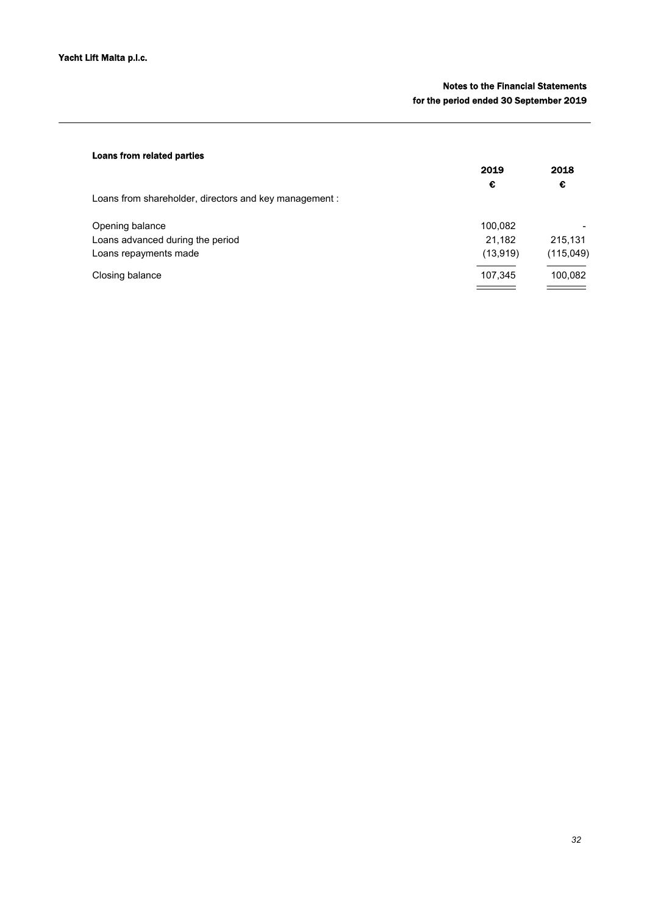**Loans from related parties**

| | 2019 | 2018 |
|---|---|---|
| | € | € |
| Loans from shareholder, directors and key management : | | |
| Opening balance | 100,082 | - |
| Loans advanced during the period | 21,182 | 215,131 |
| Loans repayments made | (13,919) | (115,049) |
| Closing balance | 107,345 | 100,082 |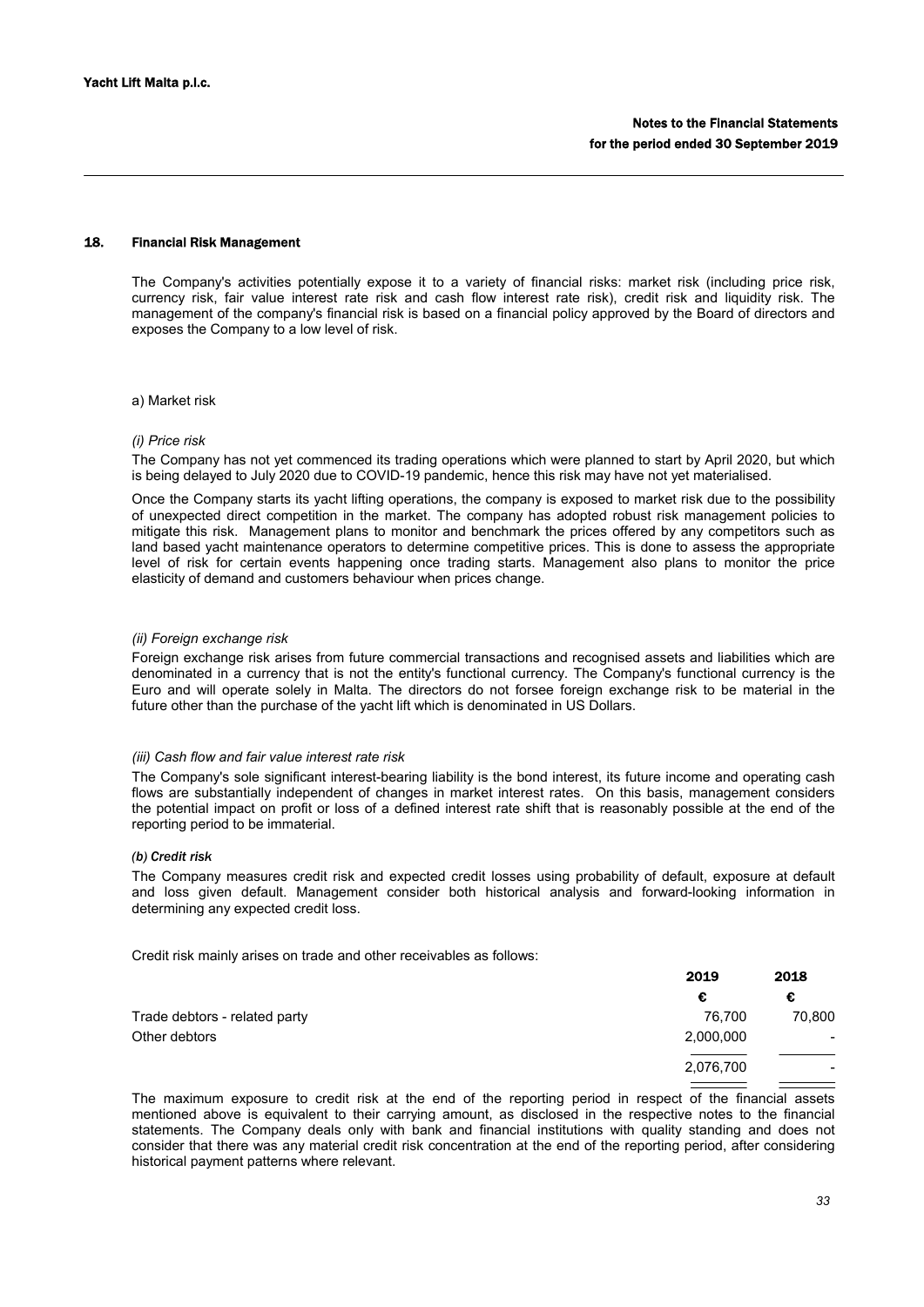## 18. Financial Risk Management

The Company's activities potentially expose it to a variety of financial risks: market risk (including price risk, currency risk, fair value interest rate risk and cash flow interest rate risk), credit risk and liquidity risk. The management of the company's financial risk is based on a financial policy approved by the Board of directors and exposes the Company to a low level of risk.

a) Market risk

*(i) Price risk*

The Company has not yet commenced its trading operations which were planned to start by April 2020, but which is being delayed to July 2020 due to COVID-19 pandemic, hence this risk may have not yet materialised.

Once the Company starts its yacht lifting operations, the company is exposed to market risk due to the possibility of unexpected direct competition in the market. The company has adopted robust risk management policies to mitigate this risk. Management plans to monitor and benchmark the prices offered by any competitors such as land based yacht maintenance operators to determine competitive prices. This is done to assess the appropriate level of risk for certain events happening once trading starts. Management also plans to monitor the price elasticity of demand and customers behaviour when prices change.

*(ii) Foreign exchange risk*

Foreign exchange risk arises from future commercial transactions and recognised assets and liabilities which are denominated in a currency that is not the entity's functional currency. The Company's functional currency is the Euro and will operate solely in Malta. The directors do not forsee foreign exchange risk to be material in the future other than the purchase of the yacht lift which is denominated in US Dollars.

*(iii) Cash flow and fair value interest rate risk*

The Company's sole significant interest-bearing liability is the bond interest, its future income and operating cash flows are substantially independent of changes in market interest rates. On this basis, management considers the potential impact on profit or loss of a defined interest rate shift that is reasonably possible at the end of the reporting period to be immaterial.

***(b) Credit risk***

The Company measures credit risk and expected credit losses using probability of default, exposure at default and loss given default. Management consider both historical analysis and forward-looking information in determining any expected credit loss.

Credit risk mainly arises on trade and other receivables as follows:

| | 2019 | 2018 |
|---|---|---|
| | € | € |
| Trade debtors - related party | 76,700 | 70,800 |
| Other debtors | 2,000,000 | - |
| | 2,076,700 | - |

The maximum exposure to credit risk at the end of the reporting period in respect of the financial assets mentioned above is equivalent to their carrying amount, as disclosed in the respective notes to the financial statements. The Company deals only with bank and financial institutions with quality standing and does not consider that there was any material credit risk concentration at the end of the reporting period, after considering historical payment patterns where relevant.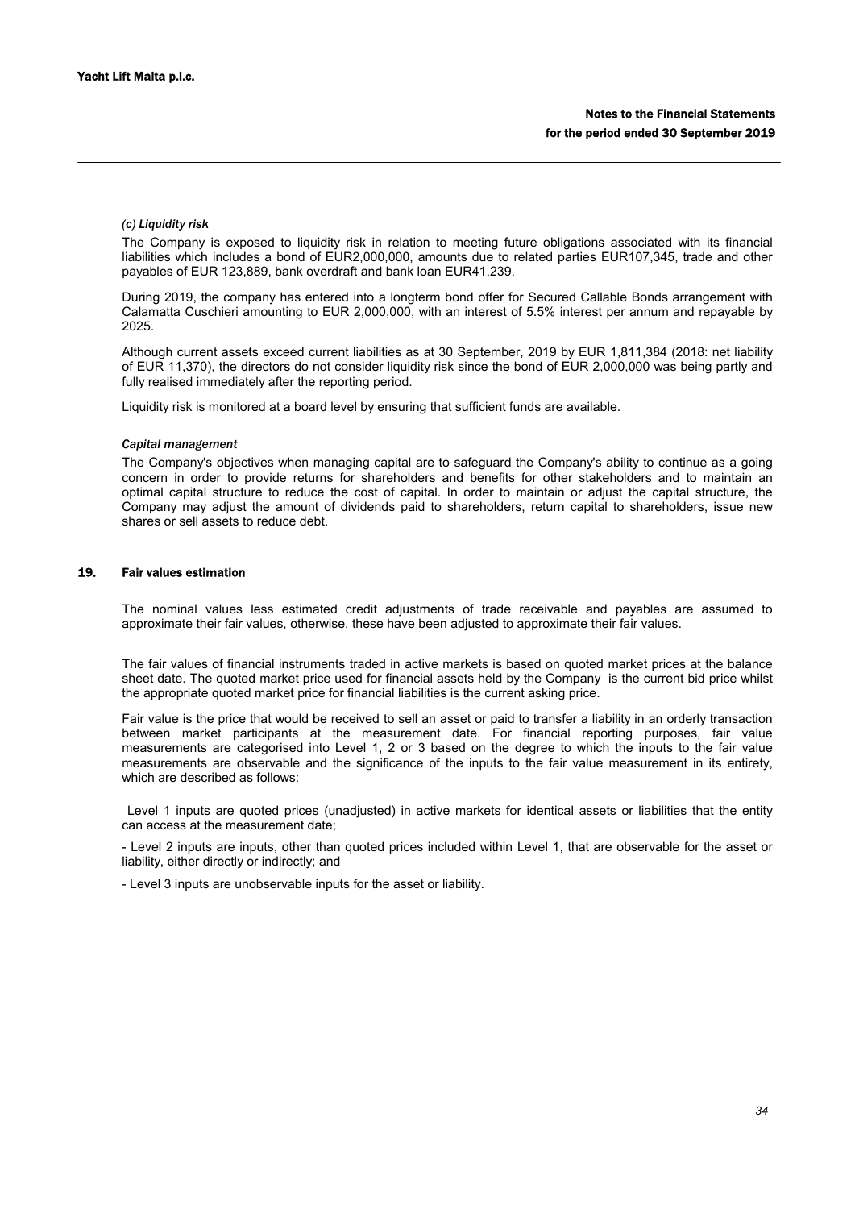*(c) Liquidity risk*

The Company is exposed to liquidity risk in relation to meeting future obligations associated with its financial liabilities which includes a bond of EUR2,000,000, amounts due to related parties EUR107,345, trade and other payables of EUR 123,889, bank overdraft and bank loan EUR41,239.

During 2019, the company has entered into a longterm bond offer for Secured Callable Bonds arrangement with Calamatta Cuschieri amounting to EUR 2,000,000, with an interest of 5.5% interest per annum and repayable by 2025.

Although current assets exceed current liabilities as at 30 September, 2019 by EUR 1,811,384 (2018: net liability of EUR 11,370), the directors do not consider liquidity risk since the bond of EUR 2,000,000 was being partly and fully realised immediately after the reporting period.

Liquidity risk is monitored at a board level by ensuring that sufficient funds are available.

*Capital management*

The Company's objectives when managing capital are to safeguard the Company's ability to continue as a going concern in order to provide returns for shareholders and benefits for other stakeholders and to maintain an optimal capital structure to reduce the cost of capital. In order to maintain or adjust the capital structure, the Company may adjust the amount of dividends paid to shareholders, return capital to shareholders, issue new shares or sell assets to reduce debt.

## 19. Fair values estimation

The nominal values less estimated credit adjustments of trade receivable and payables are assumed to approximate their fair values, otherwise, these have been adjusted to approximate their fair values.

The fair values of financial instruments traded in active markets is based on quoted market prices at the balance sheet date. The quoted market price used for financial assets held by the Company is the current bid price whilst the appropriate quoted market price for financial liabilities is the current asking price.

Fair value is the price that would be received to sell an asset or paid to transfer a liability in an orderly transaction between market participants at the measurement date. For financial reporting purposes, fair value measurements are categorised into Level 1, 2 or 3 based on the degree to which the inputs to the fair value measurements are observable and the significance of the inputs to the fair value measurement in its entirety, which are described as follows:

Level 1 inputs are quoted prices (unadjusted) in active markets for identical assets or liabilities that the entity can access at the measurement date;

- Level 2 inputs are inputs, other than quoted prices included within Level 1, that are observable for the asset or liability, either directly or indirectly; and

- Level 3 inputs are unobservable inputs for the asset or liability.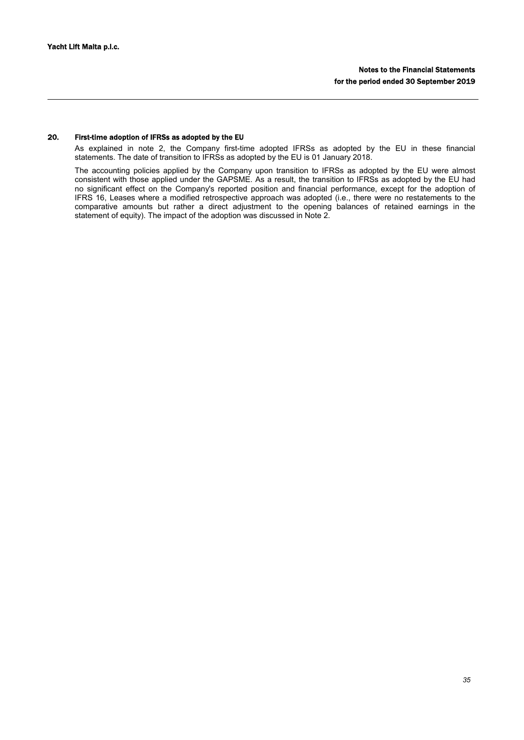## 20. First-time adoption of IFRSs as adopted by the EU

As explained in note 2, the Company first-time adopted IFRSs as adopted by the EU in these financial statements. The date of transition to IFRSs as adopted by the EU is 01 January 2018.

The accounting policies applied by the Company upon transition to IFRSs as adopted by the EU were almost consistent with those applied under the GAPSME. As a result, the transition to IFRSs as adopted by the EU had no significant effect on the Company's reported position and financial performance, except for the adoption of IFRS 16, Leases where a modified retrospective approach was adopted (i.e., there were no restatements to the comparative amounts but rather a direct adjustment to the opening balances of retained earnings in the statement of equity). The impact of the adoption was discussed in Note 2.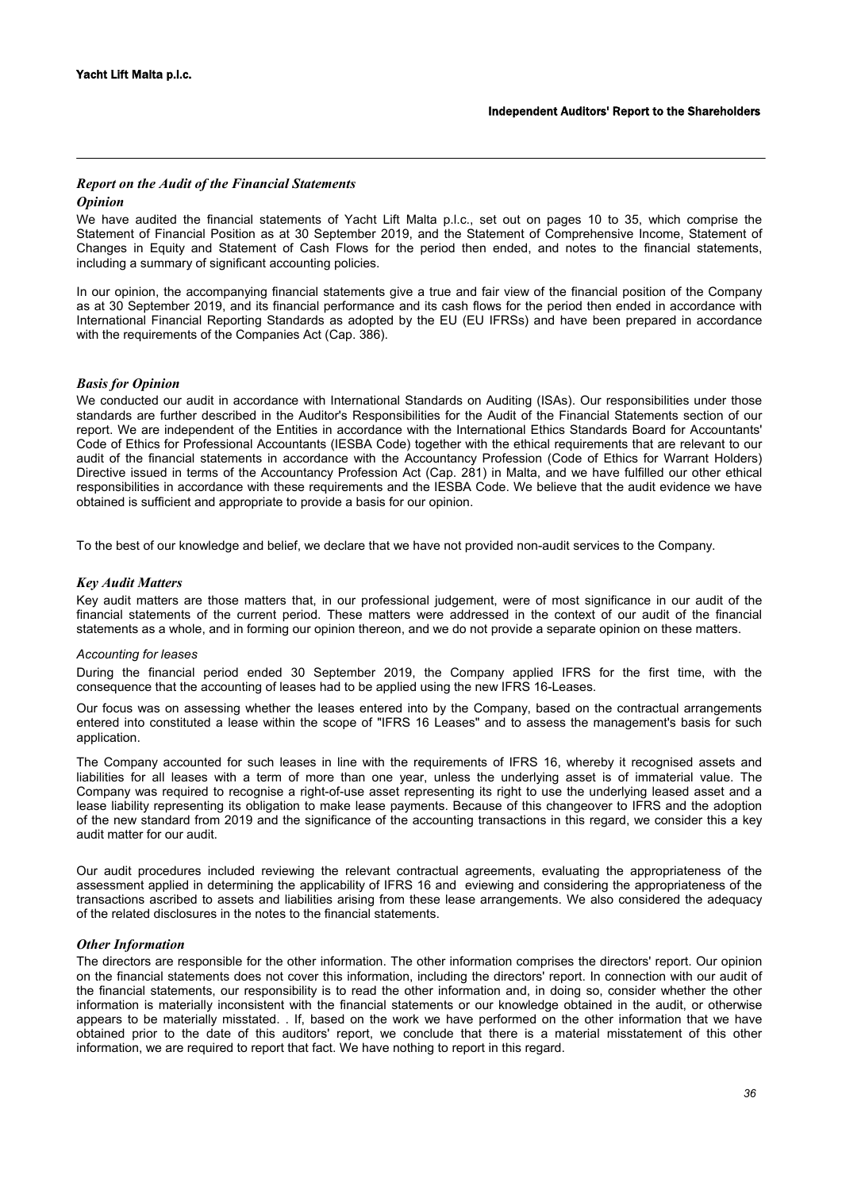## *Report on the Audit of the Financial Statements*

### *Opinion*

We have audited the financial statements of Yacht Lift Malta p.l.c., set out on pages 10 to 35, which comprise the Statement of Financial Position as at 30 September 2019, and the Statement of Comprehensive Income, Statement of Changes in Equity and Statement of Cash Flows for the period then ended, and notes to the financial statements, including a summary of significant accounting policies.

In our opinion, the accompanying financial statements give a true and fair view of the financial position of the Company as at 30 September 2019, and its financial performance and its cash flows for the period then ended in accordance with International Financial Reporting Standards as adopted by the EU (EU IFRSs) and have been prepared in accordance with the requirements of the Companies Act (Cap. 386).

### *Basis for Opinion*

We conducted our audit in accordance with International Standards on Auditing (ISAs). Our responsibilities under those standards are further described in the Auditor's Responsibilities for the Audit of the Financial Statements section of our report. We are independent of the Entities in accordance with the International Ethics Standards Board for Accountants' Code of Ethics for Professional Accountants (IESBA Code) together with the ethical requirements that are relevant to our audit of the financial statements in accordance with the Accountancy Profession (Code of Ethics for Warrant Holders) Directive issued in terms of the Accountancy Profession Act (Cap. 281) in Malta, and we have fulfilled our other ethical responsibilities in accordance with these requirements and the IESBA Code. We believe that the audit evidence we have obtained is sufficient and appropriate to provide a basis for our opinion.

To the best of our knowledge and belief, we declare that we have not provided non-audit services to the Company.

### *Key Audit Matters*

Key audit matters are those matters that, in our professional judgement, were of most significance in our audit of the financial statements of the current period. These matters were addressed in the context of our audit of the financial statements as a whole, and in forming our opinion thereon, and we do not provide a separate opinion on these matters.

*Accounting for leases*

During the financial period ended 30 September 2019, the Company applied IFRS for the first time, with the consequence that the accounting of leases had to be applied using the new IFRS 16-Leases.

Our focus was on assessing whether the leases entered into by the Company, based on the contractual arrangements entered into constituted a lease within the scope of "IFRS 16 Leases" and to assess the management's basis for such application.

The Company accounted for such leases in line with the requirements of IFRS 16, whereby it recognised assets and liabilities for all leases with a term of more than one year, unless the underlying asset is of immaterial value. The Company was required to recognise a right-of-use asset representing its right to use the underlying leased asset and a lease liability representing its obligation to make lease payments. Because of this changeover to IFRS and the adoption of the new standard from 2019 and the significance of the accounting transactions in this regard, we consider this a key audit matter for our audit.

Our audit procedures included reviewing the relevant contractual agreements, evaluating the appropriateness of the assessment applied in determining the applicability of IFRS 16 and eviewing and considering the appropriateness of the transactions ascribed to assets and liabilities arising from these lease arrangements. We also considered the adequacy of the related disclosures in the notes to the financial statements.

### *Other Information*

The directors are responsible for the other information. The other information comprises the directors' report. Our opinion on the financial statements does not cover this information, including the directors' report. In connection with our audit of the financial statements, our responsibility is to read the other information and, in doing so, consider whether the other information is materially inconsistent with the financial statements or our knowledge obtained in the audit, or otherwise appears to be materially misstated. . If, based on the work we have performed on the other information that we have obtained prior to the date of this auditors' report, we conclude that there is a material misstatement of this other information, we are required to report that fact. We have nothing to report in this regard.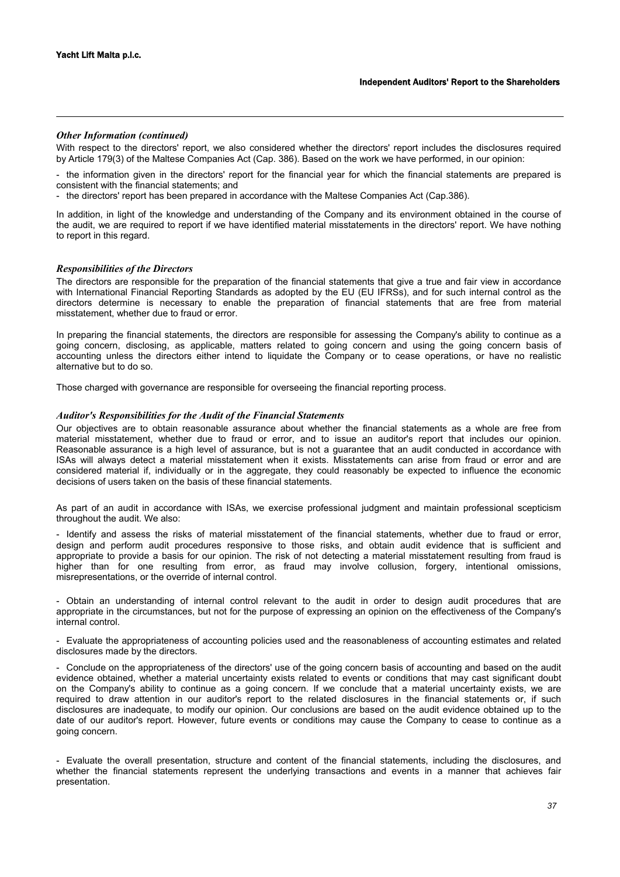*Other Information (continued)*

With respect to the directors' report, we also considered whether the directors' report includes the disclosures required by Article 179(3) of the Maltese Companies Act (Cap. 386). Based on the work we have performed, in our opinion:

- the information given in the directors' report for the financial year for which the financial statements are prepared is consistent with the financial statements; and
- the directors' report has been prepared in accordance with the Maltese Companies Act (Cap.386).

In addition, in light of the knowledge and understanding of the Company and its environment obtained in the course of the audit, we are required to report if we have identified material misstatements in the directors' report. We have nothing to report in this regard.

*Responsibilities of the Directors*

The directors are responsible for the preparation of the financial statements that give a true and fair view in accordance with International Financial Reporting Standards as adopted by the EU (EU IFRSs), and for such internal control as the directors determine is necessary to enable the preparation of financial statements that are free from material misstatement, whether due to fraud or error.

In preparing the financial statements, the directors are responsible for assessing the Company's ability to continue as a going concern, disclosing, as applicable, matters related to going concern and using the going concern basis of accounting unless the directors either intend to liquidate the Company or to cease operations, or have no realistic alternative but to do so.

Those charged with governance are responsible for overseeing the financial reporting process.

*Auditor's Responsibilities for the Audit of the Financial Statements*

Our objectives are to obtain reasonable assurance about whether the financial statements as a whole are free from material misstatement, whether due to fraud or error, and to issue an auditor's report that includes our opinion. Reasonable assurance is a high level of assurance, but is not a guarantee that an audit conducted in accordance with ISAs will always detect a material misstatement when it exists. Misstatements can arise from fraud or error and are considered material if, individually or in the aggregate, they could reasonably be expected to influence the economic decisions of users taken on the basis of these financial statements.

As part of an audit in accordance with ISAs, we exercise professional judgment and maintain professional scepticism throughout the audit. We also:

- Identify and assess the risks of material misstatement of the financial statements, whether due to fraud or error, design and perform audit procedures responsive to those risks, and obtain audit evidence that is sufficient and appropriate to provide a basis for our opinion. The risk of not detecting a material misstatement resulting from fraud is higher than for one resulting from error, as fraud may involve collusion, forgery, intentional omissions, misrepresentations, or the override of internal control.

- Obtain an understanding of internal control relevant to the audit in order to design audit procedures that are appropriate in the circumstances, but not for the purpose of expressing an opinion on the effectiveness of the Company's internal control.

- Evaluate the appropriateness of accounting policies used and the reasonableness of accounting estimates and related disclosures made by the directors.

- Conclude on the appropriateness of the directors' use of the going concern basis of accounting and based on the audit evidence obtained, whether a material uncertainty exists related to events or conditions that may cast significant doubt on the Company's ability to continue as a going concern. If we conclude that a material uncertainty exists, we are required to draw attention in our auditor's report to the related disclosures in the financial statements or, if such disclosures are inadequate, to modify our opinion. Our conclusions are based on the audit evidence obtained up to the date of our auditor's report. However, future events or conditions may cause the Company to cease to continue as a going concern.

- Evaluate the overall presentation, structure and content of the financial statements, including the disclosures, and whether the financial statements represent the underlying transactions and events in a manner that achieves fair presentation.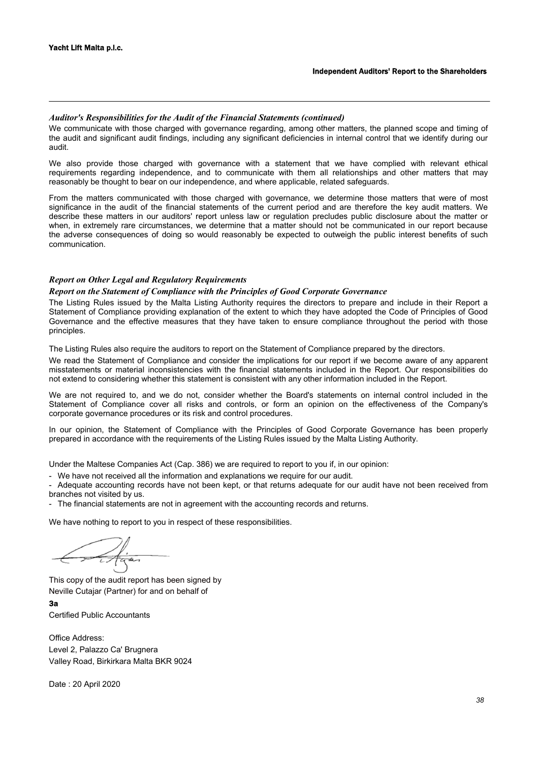*Auditor's Responsibilities for the Audit of the Financial Statements (continued)*

We communicate with those charged with governance regarding, among other matters, the planned scope and timing of the audit and significant audit findings, including any significant deficiencies in internal control that we identify during our audit.

We also provide those charged with governance with a statement that we have complied with relevant ethical requirements regarding independence, and to communicate with them all relationships and other matters that may reasonably be thought to bear on our independence, and where applicable, related safeguards.

From the matters communicated with those charged with governance, we determine those matters that were of most significance in the audit of the financial statements of the current period and are therefore the key audit matters. We describe these matters in our auditors' report unless law or regulation precludes public disclosure about the matter or when, in extremely rare circumstances, we determine that a matter should not be communicated in our report because the adverse consequences of doing so would reasonably be expected to outweigh the public interest benefits of such communication.

*Report on Other Legal and Regulatory Requirements*

*Report on the Statement of Compliance with the Principles of Good Corporate Governance*

The Listing Rules issued by the Malta Listing Authority requires the directors to prepare and include in their Report a Statement of Compliance providing explanation of the extent to which they have adopted the Code of Principles of Good Governance and the effective measures that they have taken to ensure compliance throughout the period with those principles.

The Listing Rules also require the auditors to report on the Statement of Compliance prepared by the directors.

We read the Statement of Compliance and consider the implications for our report if we become aware of any apparent misstatements or material inconsistencies with the financial statements included in the Report. Our responsibilities do not extend to considering whether this statement is consistent with any other information included in the Report.

We are not required to, and we do not, consider whether the Board's statements on internal control included in the Statement of Compliance cover all risks and controls, or form an opinion on the effectiveness of the Company's corporate governance procedures or its risk and control procedures.

In our opinion, the Statement of Compliance with the Principles of Good Corporate Governance has been properly prepared in accordance with the requirements of the Listing Rules issued by the Malta Listing Authority.

Under the Maltese Companies Act (Cap. 386) we are required to report to you if, in our opinion:

- We have not received all the information and explanations we require for our audit.
- Adequate accounting records have not been kept, or that returns adequate for our audit have not been received from branches not visited by us.
- The financial statements are not in agreement with the accounting records and returns.

We have nothing to report to you in respect of these responsibilities.

This copy of the audit report has been signed by
Neville Cutajar (Partner) for and on behalf of

**3a**
Certified Public Accountants

Office Address:
Level 2, Palazzo Ca' Brugnera
Valley Road, Birkirkara Malta BKR 9024

Date : 20 April 2020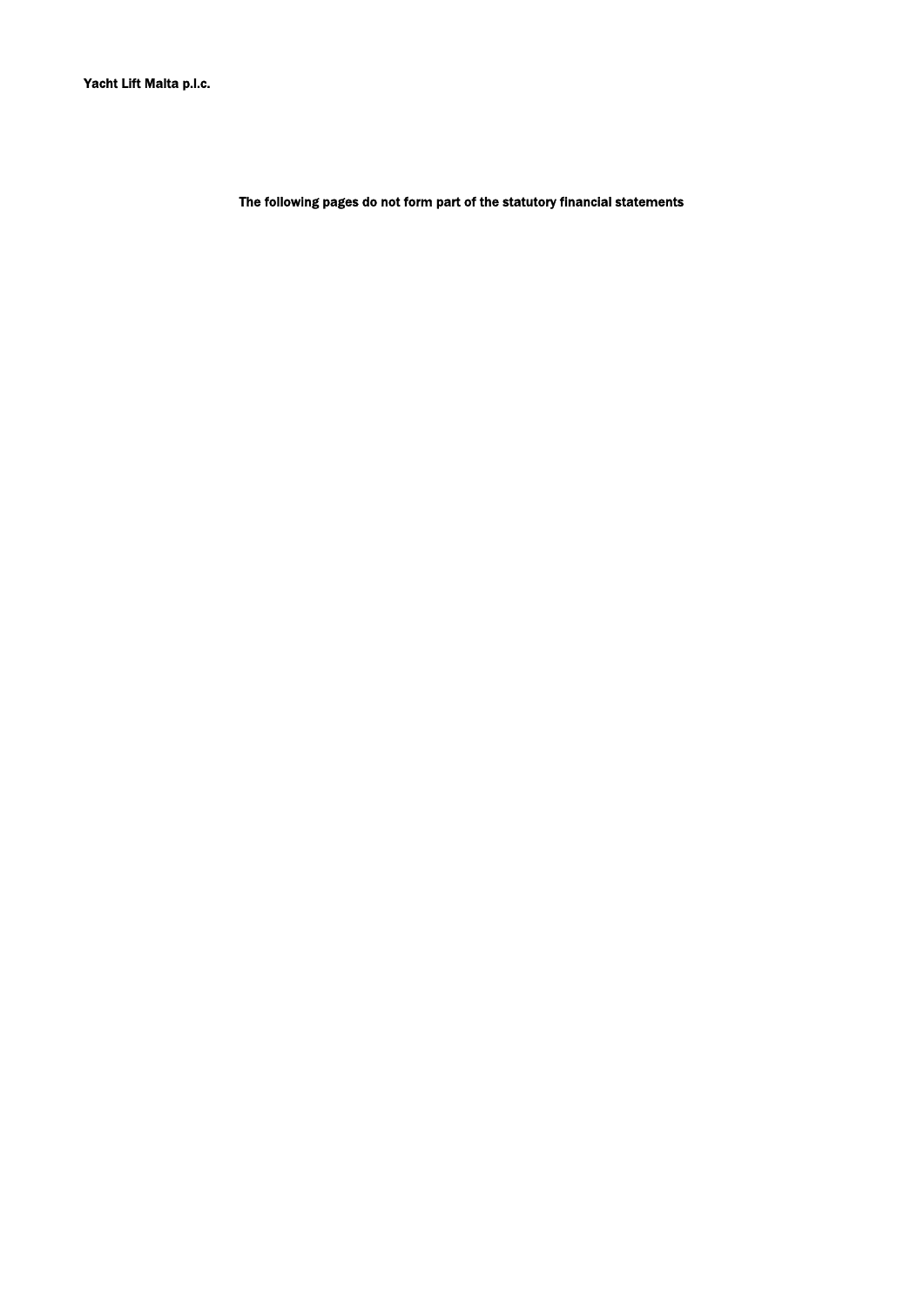**Yacht Lift Malta p.l.c.**

**The following pages do not form part of the statutory financial statements**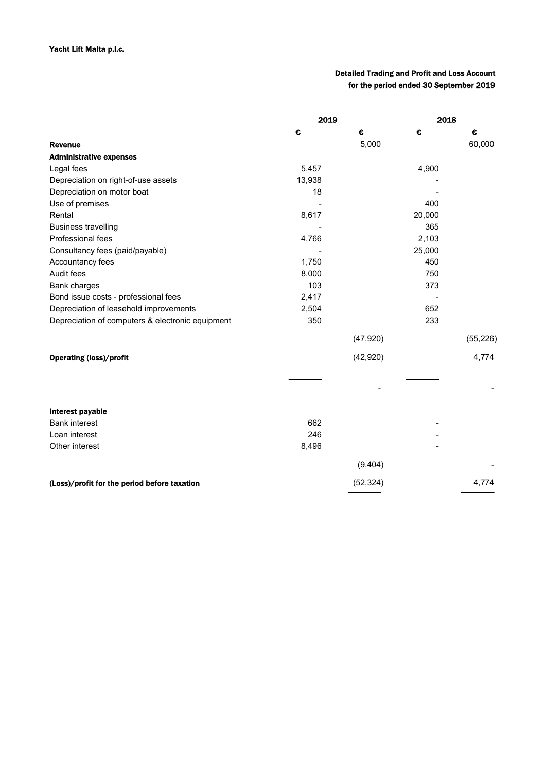**Yacht Lift Malta p.l.c.**

## Detailed Trading and Profit and Loss Account
### for the period ended 30 September 2019

| | 2019 | | 2018 | |
|---|---|---|---|---|
| | € | € | € | € |
| **Revenue** | | 5,000 | | 60,000 |
| **Administrative expenses** | | | | |
| Legal fees | 5,457 | | 4,900 | |
| Depreciation on right-of-use assets | 13,938 | | - | |
| Depreciation on motor boat | 18 | | - | |
| Use of premises | - | | 400 | |
| Rental | 8,617 | | 20,000 | |
| Business travelling | - | | 365 | |
| Professional fees | 4,766 | | 2,103 | |
| Consultancy fees (paid/payable) | - | | 25,000 | |
| Accountancy fees | 1,750 | | 450 | |
| Audit fees | 8,000 | | 750 | |
| Bank charges | 103 | | 373 | |
| Bond issue costs - professional fees | 2,417 | | - | |
| Depreciation of leasehold improvements | 2,504 | | 652 | |
| Depreciation of computers & electronic equipment | 350 | | 233 | |
| | | (47,920) | | (55,226) |
| **Operating (loss)/profit** | | (42,920) | | 4,774 |
| | | - | | - |
| **Interest payable** | | | | |
| Bank interest | 662 | | - | |
| Loan interest | 246 | | - | |
| Other interest | 8,496 | | - | |
| | | (9,404) | | - |
| **(Loss)/profit for the period before taxation** | | (52,324) | | 4,774 |